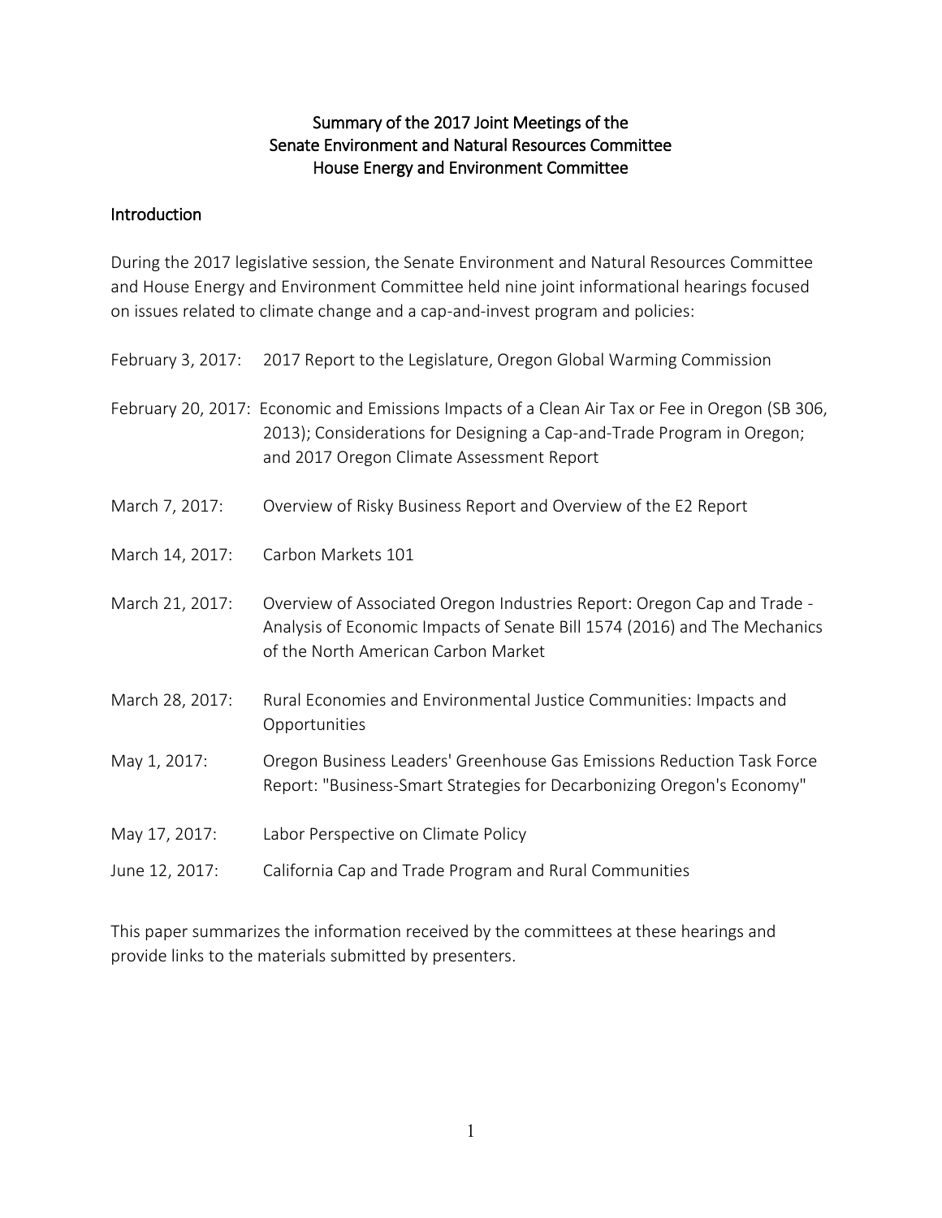# Summary of the 2017 Joint Meetings of the Senate Environment and Natural Resources Committee House Energy and Environment Committee

## Introduction

During the 2017 legislative session, the Senate Environment and Natural Resources Committee and House Energy and Environment Committee held nine joint informational hearings focused on issues related to climate change and a cap-and-invest program and policies:

| | |
|---|---|
| February 3, 2017: | 2017 Report to the Legislature, Oregon Global Warming Commission |
| February 20, 2017: | Economic and Emissions Impacts of a Clean Air Tax or Fee in Oregon (SB 306, 2013); Considerations for Designing a Cap-and-Trade Program in Oregon; and 2017 Oregon Climate Assessment Report |
| March 7, 2017: | Overview of Risky Business Report and Overview of the E2 Report |
| March 14, 2017: | Carbon Markets 101 |
| March 21, 2017: | Overview of Associated Oregon Industries Report: Oregon Cap and Trade - Analysis of Economic Impacts of Senate Bill 1574 (2016) and The Mechanics of the North American Carbon Market |
| March 28, 2017: | Rural Economies and Environmental Justice Communities: Impacts and Opportunities |
| May 1, 2017: | Oregon Business Leaders' Greenhouse Gas Emissions Reduction Task Force Report: "Business-Smart Strategies for Decarbonizing Oregon's Economy" |
| May 17, 2017: | Labor Perspective on Climate Policy |
| June 12, 2017: | California Cap and Trade Program and Rural Communities |

This paper summarizes the information received by the committees at these hearings and provide links to the materials submitted by presenters.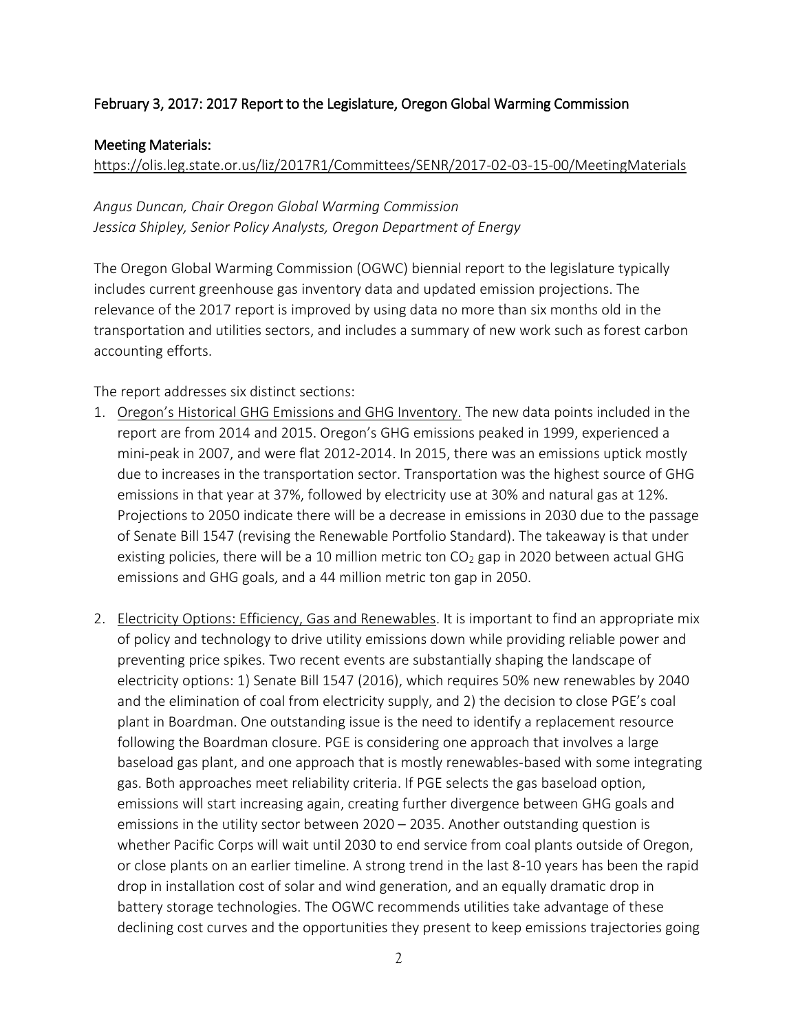February 3, 2017: 2017 Report to the Legislature, Oregon Global Warming Commission

Meeting Materials:
https://olis.leg.state.or.us/liz/2017R1/Committees/SENR/2017-02-03-15-00/MeetingMaterials

*Angus Duncan, Chair Oregon Global Warming Commission*
*Jessica Shipley, Senior Policy Analysts, Oregon Department of Energy*

The Oregon Global Warming Commission (OGWC) biennial report to the legislature typically includes current greenhouse gas inventory data and updated emission projections. The relevance of the 2017 report is improved by using data no more than six months old in the transportation and utilities sectors, and includes a summary of new work such as forest carbon accounting efforts.

The report addresses six distinct sections:

1. Oregon's Historical GHG Emissions and GHG Inventory. The new data points included in the report are from 2014 and 2015. Oregon's GHG emissions peaked in 1999, experienced a mini-peak in 2007, and were flat 2012-2014. In 2015, there was an emissions uptick mostly due to increases in the transportation sector. Transportation was the highest source of GHG emissions in that year at 37%, followed by electricity use at 30% and natural gas at 12%. Projections to 2050 indicate there will be a decrease in emissions in 2030 due to the passage of Senate Bill 1547 (revising the Renewable Portfolio Standard). The takeaway is that under existing policies, there will be a 10 million metric ton $CO_2$ gap in 2020 between actual GHG emissions and GHG goals, and a 44 million metric ton gap in 2050.

2. Electricity Options: Efficiency, Gas and Renewables. It is important to find an appropriate mix of policy and technology to drive utility emissions down while providing reliable power and preventing price spikes. Two recent events are substantially shaping the landscape of electricity options: 1) Senate Bill 1547 (2016), which requires 50% new renewables by 2040 and the elimination of coal from electricity supply, and 2) the decision to close PGE's coal plant in Boardman. One outstanding issue is the need to identify a replacement resource following the Boardman closure. PGE is considering one approach that involves a large baseload gas plant, and one approach that is mostly renewables-based with some integrating gas. Both approaches meet reliability criteria. If PGE selects the gas baseload option, emissions will start increasing again, creating further divergence between GHG goals and emissions in the utility sector between 2020 – 2035. Another outstanding question is whether Pacific Corps will wait until 2030 to end service from coal plants outside of Oregon, or close plants on an earlier timeline. A strong trend in the last 8-10 years has been the rapid drop in installation cost of solar and wind generation, and an equally dramatic drop in battery storage technologies. The OGWC recommends utilities take advantage of these declining cost curves and the opportunities they present to keep emissions trajectories going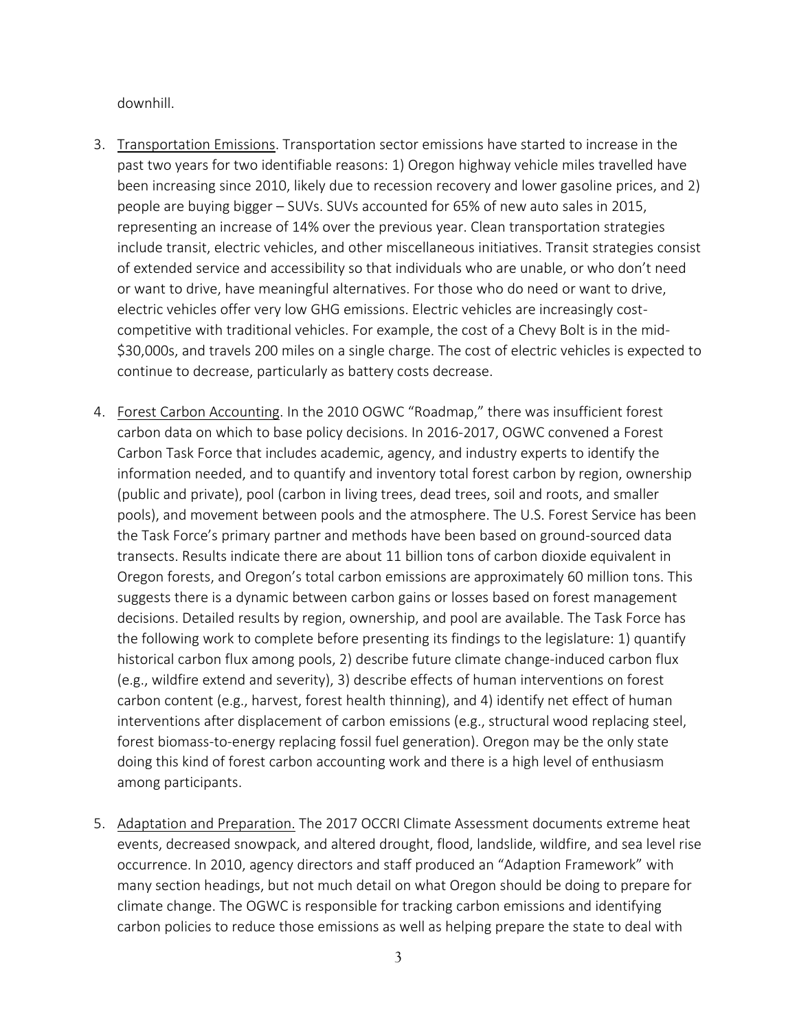downhill.

3. Transportation Emissions. Transportation sector emissions have started to increase in the past two years for two identifiable reasons: 1) Oregon highway vehicle miles travelled have been increasing since 2010, likely due to recession recovery and lower gasoline prices, and 2) people are buying bigger – SUVs. SUVs accounted for 65% of new auto sales in 2015, representing an increase of 14% over the previous year. Clean transportation strategies include transit, electric vehicles, and other miscellaneous initiatives. Transit strategies consist of extended service and accessibility so that individuals who are unable, or who don't need or want to drive, have meaningful alternatives. For those who do need or want to drive, electric vehicles offer very low GHG emissions. Electric vehicles are increasingly cost-competitive with traditional vehicles. For example, the cost of a Chevy Bolt is in the mid-$30,000s, and travels 200 miles on a single charge. The cost of electric vehicles is expected to continue to decrease, particularly as battery costs decrease.

4. Forest Carbon Accounting. In the 2010 OGWC "Roadmap," there was insufficient forest carbon data on which to base policy decisions. In 2016-2017, OGWC convened a Forest Carbon Task Force that includes academic, agency, and industry experts to identify the information needed, and to quantify and inventory total forest carbon by region, ownership (public and private), pool (carbon in living trees, dead trees, soil and roots, and smaller pools), and movement between pools and the atmosphere. The U.S. Forest Service has been the Task Force's primary partner and methods have been based on ground-sourced data transects. Results indicate there are about 11 billion tons of carbon dioxide equivalent in Oregon forests, and Oregon's total carbon emissions are approximately 60 million tons. This suggests there is a dynamic between carbon gains or losses based on forest management decisions. Detailed results by region, ownership, and pool are available. The Task Force has the following work to complete before presenting its findings to the legislature: 1) quantify historical carbon flux among pools, 2) describe future climate change-induced carbon flux (e.g., wildfire extend and severity), 3) describe effects of human interventions on forest carbon content (e.g., harvest, forest health thinning), and 4) identify net effect of human interventions after displacement of carbon emissions (e.g., structural wood replacing steel, forest biomass-to-energy replacing fossil fuel generation). Oregon may be the only state doing this kind of forest carbon accounting work and there is a high level of enthusiasm among participants.

5. Adaptation and Preparation. The 2017 OCCRI Climate Assessment documents extreme heat events, decreased snowpack, and altered drought, flood, landslide, wildfire, and sea level rise occurrence. In 2010, agency directors and staff produced an "Adaption Framework" with many section headings, but not much detail on what Oregon should be doing to prepare for climate change. The OGWC is responsible for tracking carbon emissions and identifying carbon policies to reduce those emissions as well as helping prepare the state to deal with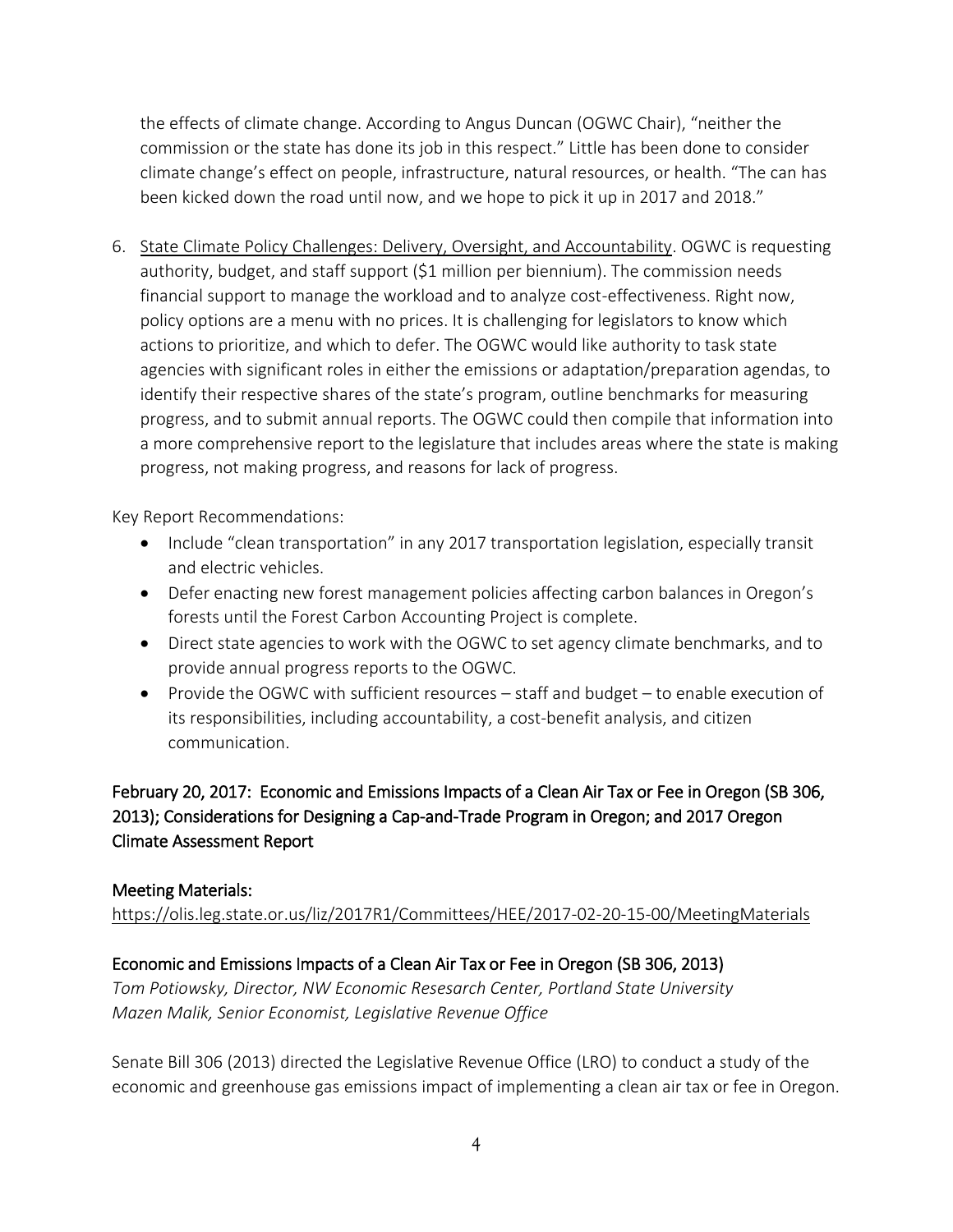the effects of climate change. According to Angus Duncan (OGWC Chair), "neither the commission or the state has done its job in this respect." Little has been done to consider climate change's effect on people, infrastructure, natural resources, or health. "The can has been kicked down the road until now, and we hope to pick it up in 2017 and 2018."

6. State Climate Policy Challenges: Delivery, Oversight, and Accountability. OGWC is requesting authority, budget, and staff support ($1 million per biennium). The commission needs financial support to manage the workload and to analyze cost-effectiveness. Right now, policy options are a menu with no prices. It is challenging for legislators to know which actions to prioritize, and which to defer. The OGWC would like authority to task state agencies with significant roles in either the emissions or adaptation/preparation agendas, to identify their respective shares of the state's program, outline benchmarks for measuring progress, and to submit annual reports. The OGWC could then compile that information into a more comprehensive report to the legislature that includes areas where the state is making progress, not making progress, and reasons for lack of progress.

Key Report Recommendations:

- Include "clean transportation" in any 2017 transportation legislation, especially transit and electric vehicles.
- Defer enacting new forest management policies affecting carbon balances in Oregon's forests until the Forest Carbon Accounting Project is complete.
- Direct state agencies to work with the OGWC to set agency climate benchmarks, and to provide annual progress reports to the OGWC.
- Provide the OGWC with sufficient resources – staff and budget – to enable execution of its responsibilities, including accountability, a cost-benefit analysis, and citizen communication.

## February 20, 2017: Economic and Emissions Impacts of a Clean Air Tax or Fee in Oregon (SB 306, 2013); Considerations for Designing a Cap-and-Trade Program in Oregon; and 2017 Oregon Climate Assessment Report

### Meeting Materials:

https://olis.leg.state.or.us/liz/2017R1/Committees/HEE/2017-02-20-15-00/MeetingMaterials

### Economic and Emissions Impacts of a Clean Air Tax or Fee in Oregon (SB 306, 2013)

*Tom Potiowsky, Director, NW Economic Resesarch Center, Portland State University*
*Mazen Malik, Senior Economist, Legislative Revenue Office*

Senate Bill 306 (2013) directed the Legislative Revenue Office (LRO) to conduct a study of the economic and greenhouse gas emissions impact of implementing a clean air tax or fee in Oregon.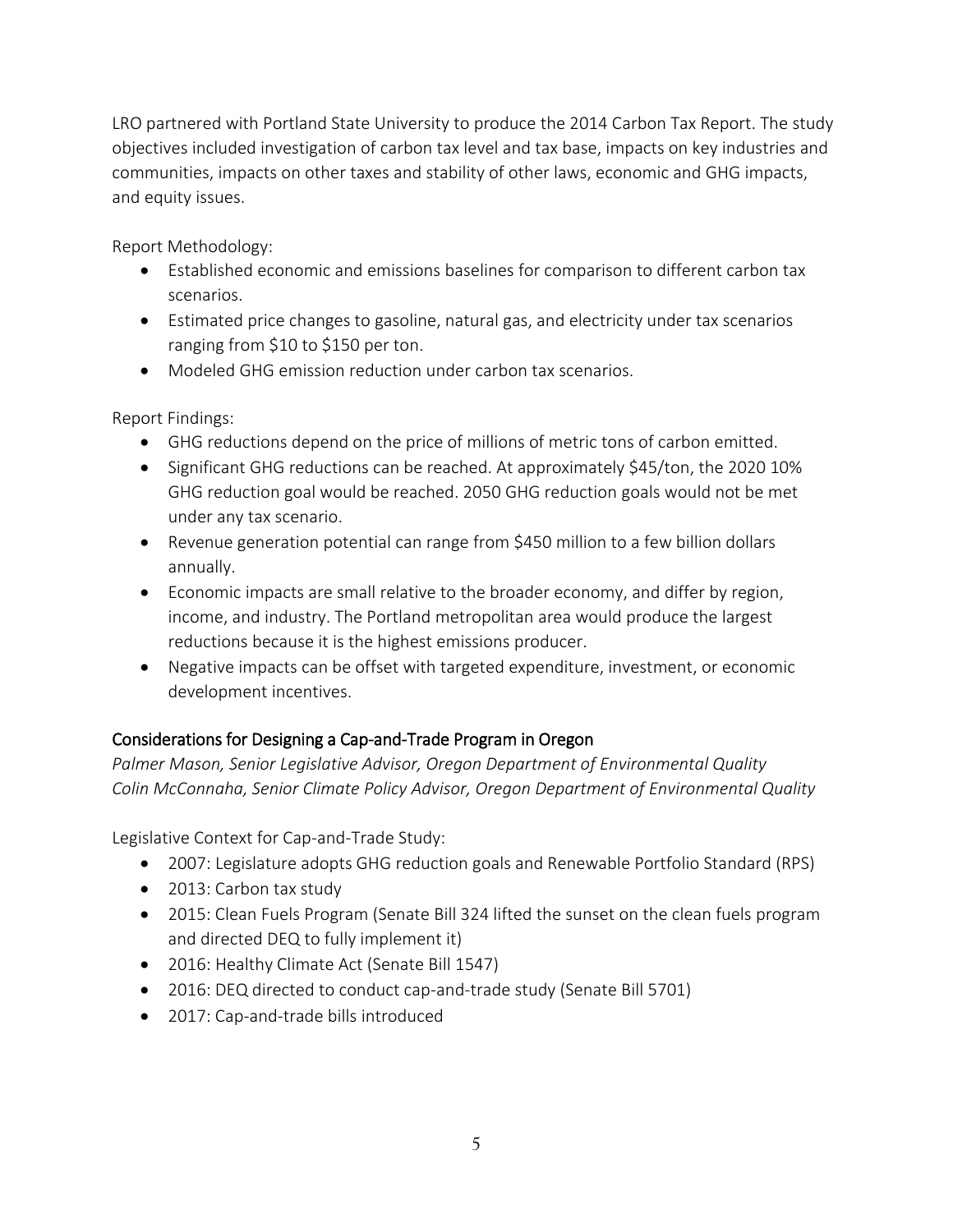LRO partnered with Portland State University to produce the 2014 Carbon Tax Report. The study objectives included investigation of carbon tax level and tax base, impacts on key industries and communities, impacts on other taxes and stability of other laws, economic and GHG impacts, and equity issues.

Report Methodology:

- Established economic and emissions baselines for comparison to different carbon tax scenarios.
- Estimated price changes to gasoline, natural gas, and electricity under tax scenarios ranging from $10 to $150 per ton.
- Modeled GHG emission reduction under carbon tax scenarios.

Report Findings:

- GHG reductions depend on the price of millions of metric tons of carbon emitted.
- Significant GHG reductions can be reached. At approximately $45/ton, the 2020 10% GHG reduction goal would be reached. 2050 GHG reduction goals would not be met under any tax scenario.
- Revenue generation potential can range from $450 million to a few billion dollars annually.
- Economic impacts are small relative to the broader economy, and differ by region, income, and industry. The Portland metropolitan area would produce the largest reductions because it is the highest emissions producer.
- Negative impacts can be offset with targeted expenditure, investment, or economic development incentives.

## Considerations for Designing a Cap-and-Trade Program in Oregon

*Palmer Mason, Senior Legislative Advisor, Oregon Department of Environmental Quality*
*Colin McConnaha, Senior Climate Policy Advisor, Oregon Department of Environmental Quality*

Legislative Context for Cap-and-Trade Study:

- 2007: Legislature adopts GHG reduction goals and Renewable Portfolio Standard (RPS)
- 2013: Carbon tax study
- 2015: Clean Fuels Program (Senate Bill 324 lifted the sunset on the clean fuels program and directed DEQ to fully implement it)
- 2016: Healthy Climate Act (Senate Bill 1547)
- 2016: DEQ directed to conduct cap-and-trade study (Senate Bill 5701)
- 2017: Cap-and-trade bills introduced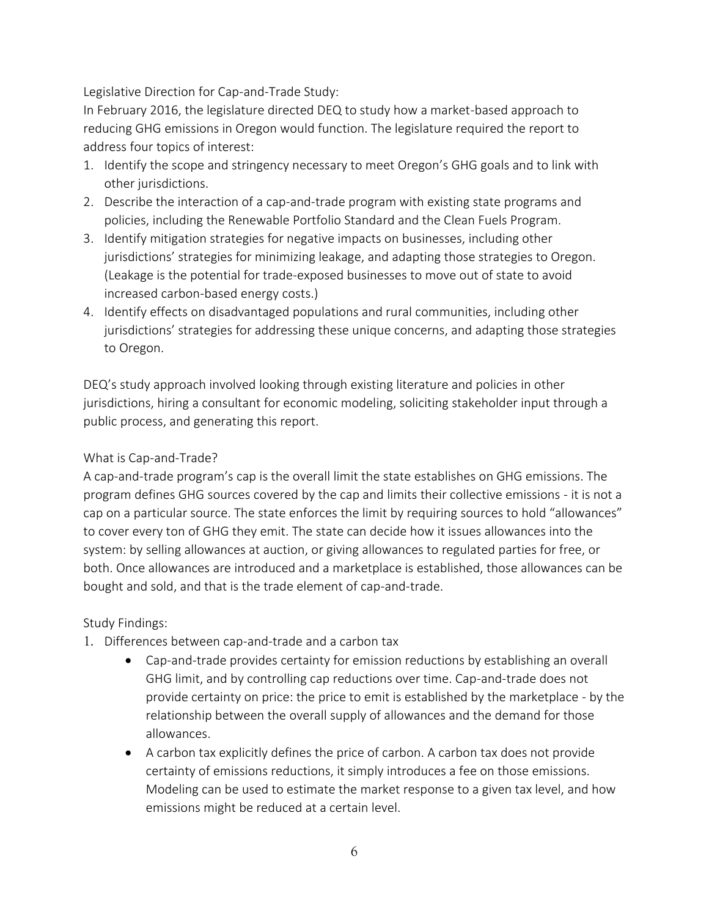## Legislative Direction for Cap-and-Trade Study:

In February 2016, the legislature directed DEQ to study how a market-based approach to reducing GHG emissions in Oregon would function. The legislature required the report to address four topics of interest:

1. Identify the scope and stringency necessary to meet Oregon's GHG goals and to link with other jurisdictions.
2. Describe the interaction of a cap-and-trade program with existing state programs and policies, including the Renewable Portfolio Standard and the Clean Fuels Program.
3. Identify mitigation strategies for negative impacts on businesses, including other jurisdictions' strategies for minimizing leakage, and adapting those strategies to Oregon. (Leakage is the potential for trade-exposed businesses to move out of state to avoid increased carbon-based energy costs.)
4. Identify effects on disadvantaged populations and rural communities, including other jurisdictions' strategies for addressing these unique concerns, and adapting those strategies to Oregon.

DEQ's study approach involved looking through existing literature and policies in other jurisdictions, hiring a consultant for economic modeling, soliciting stakeholder input through a public process, and generating this report.

## What is Cap-and-Trade?

A cap-and-trade program's cap is the overall limit the state establishes on GHG emissions. The program defines GHG sources covered by the cap and limits their collective emissions - it is not a cap on a particular source. The state enforces the limit by requiring sources to hold "allowances" to cover every ton of GHG they emit. The state can decide how it issues allowances into the system: by selling allowances at auction, or giving allowances to regulated parties for free, or both. Once allowances are introduced and a marketplace is established, those allowances can be bought and sold, and that is the trade element of cap-and-trade.

## Study Findings:

1. Differences between cap-and-trade and a carbon tax
   - Cap-and-trade provides certainty for emission reductions by establishing an overall GHG limit, and by controlling cap reductions over time. Cap-and-trade does not provide certainty on price: the price to emit is established by the marketplace - by the relationship between the overall supply of allowances and the demand for those allowances.
   - A carbon tax explicitly defines the price of carbon. A carbon tax does not provide certainty of emissions reductions, it simply introduces a fee on those emissions. Modeling can be used to estimate the market response to a given tax level, and how emissions might be reduced at a certain level.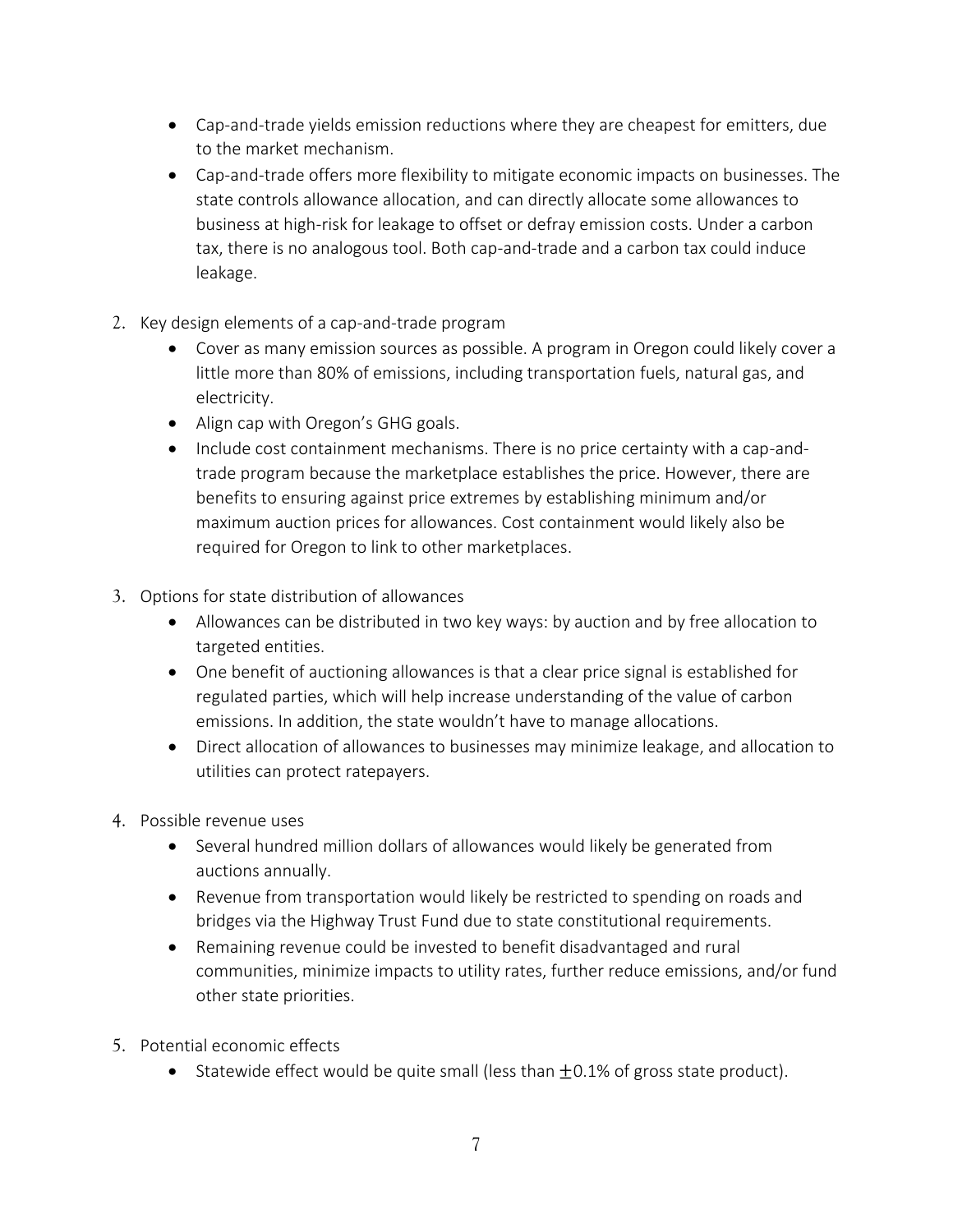- Cap-and-trade yields emission reductions where they are cheapest for emitters, due to the market mechanism.
- Cap-and-trade offers more flexibility to mitigate economic impacts on businesses. The state controls allowance allocation, and can directly allocate some allowances to business at high-risk for leakage to offset or defray emission costs. Under a carbon tax, there is no analogous tool. Both cap-and-trade and a carbon tax could induce leakage.

2. Key design elements of a cap-and-trade program
   - Cover as many emission sources as possible. A program in Oregon could likely cover a little more than 80% of emissions, including transportation fuels, natural gas, and electricity.
   - Align cap with Oregon's GHG goals.
   - Include cost containment mechanisms. There is no price certainty with a cap-and-trade program because the marketplace establishes the price. However, there are benefits to ensuring against price extremes by establishing minimum and/or maximum auction prices for allowances. Cost containment would likely also be required for Oregon to link to other marketplaces.

3. Options for state distribution of allowances
   - Allowances can be distributed in two key ways: by auction and by free allocation to targeted entities.
   - One benefit of auctioning allowances is that a clear price signal is established for regulated parties, which will help increase understanding of the value of carbon emissions. In addition, the state wouldn't have to manage allocations.
   - Direct allocation of allowances to businesses may minimize leakage, and allocation to utilities can protect ratepayers.

4. Possible revenue uses
   - Several hundred million dollars of allowances would likely be generated from auctions annually.
   - Revenue from transportation would likely be restricted to spending on roads and bridges via the Highway Trust Fund due to state constitutional requirements.
   - Remaining revenue could be invested to benefit disadvantaged and rural communities, minimize impacts to utility rates, further reduce emissions, and/or fund other state priorities.

5. Potential economic effects
   - Statewide effect would be quite small (less than $\pm$0.1% of gross state product).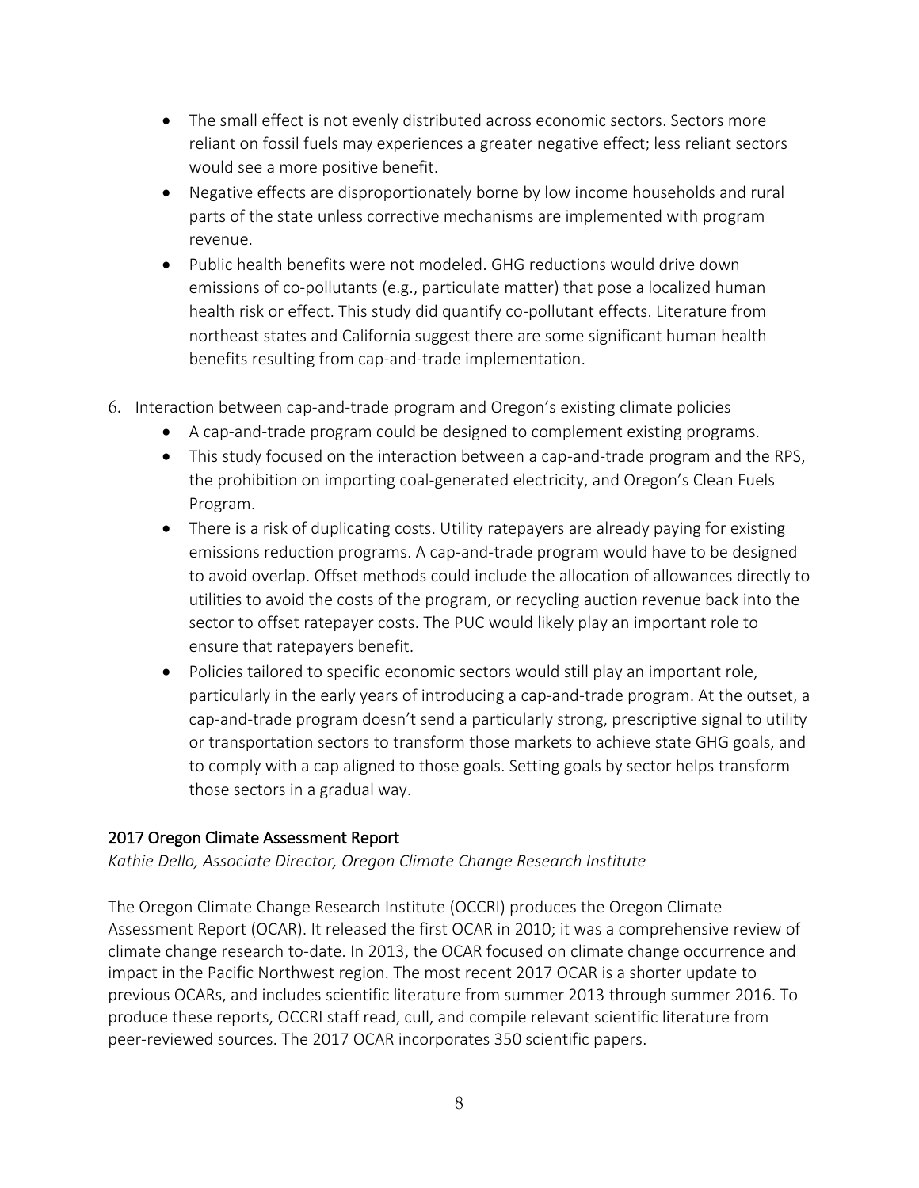- The small effect is not evenly distributed across economic sectors. Sectors more reliant on fossil fuels may experiences a greater negative effect; less reliant sectors would see a more positive benefit.
- Negative effects are disproportionately borne by low income households and rural parts of the state unless corrective mechanisms are implemented with program revenue.
- Public health benefits were not modeled. GHG reductions would drive down emissions of co-pollutants (e.g., particulate matter) that pose a localized human health risk or effect. This study did quantify co-pollutant effects. Literature from northeast states and California suggest there are some significant human health benefits resulting from cap-and-trade implementation.

6. Interaction between cap-and-trade program and Oregon's existing climate policies
   - A cap-and-trade program could be designed to complement existing programs.
   - This study focused on the interaction between a cap-and-trade program and the RPS, the prohibition on importing coal-generated electricity, and Oregon's Clean Fuels Program.
   - There is a risk of duplicating costs. Utility ratepayers are already paying for existing emissions reduction programs. A cap-and-trade program would have to be designed to avoid overlap. Offset methods could include the allocation of allowances directly to utilities to avoid the costs of the program, or recycling auction revenue back into the sector to offset ratepayer costs. The PUC would likely play an important role to ensure that ratepayers benefit.
   - Policies tailored to specific economic sectors would still play an important role, particularly in the early years of introducing a cap-and-trade program. At the outset, a cap-and-trade program doesn't send a particularly strong, prescriptive signal to utility or transportation sectors to transform those markets to achieve state GHG goals, and to comply with a cap aligned to those goals. Setting goals by sector helps transform those sectors in a gradual way.

## 2017 Oregon Climate Assessment Report

*Kathie Dello, Associate Director, Oregon Climate Change Research Institute*

The Oregon Climate Change Research Institute (OCCRI) produces the Oregon Climate Assessment Report (OCAR). It released the first OCAR in 2010; it was a comprehensive review of climate change research to-date. In 2013, the OCAR focused on climate change occurrence and impact in the Pacific Northwest region. The most recent 2017 OCAR is a shorter update to previous OCARs, and includes scientific literature from summer 2013 through summer 2016. To produce these reports, OCCRI staff read, cull, and compile relevant scientific literature from peer-reviewed sources. The 2017 OCAR incorporates 350 scientific papers.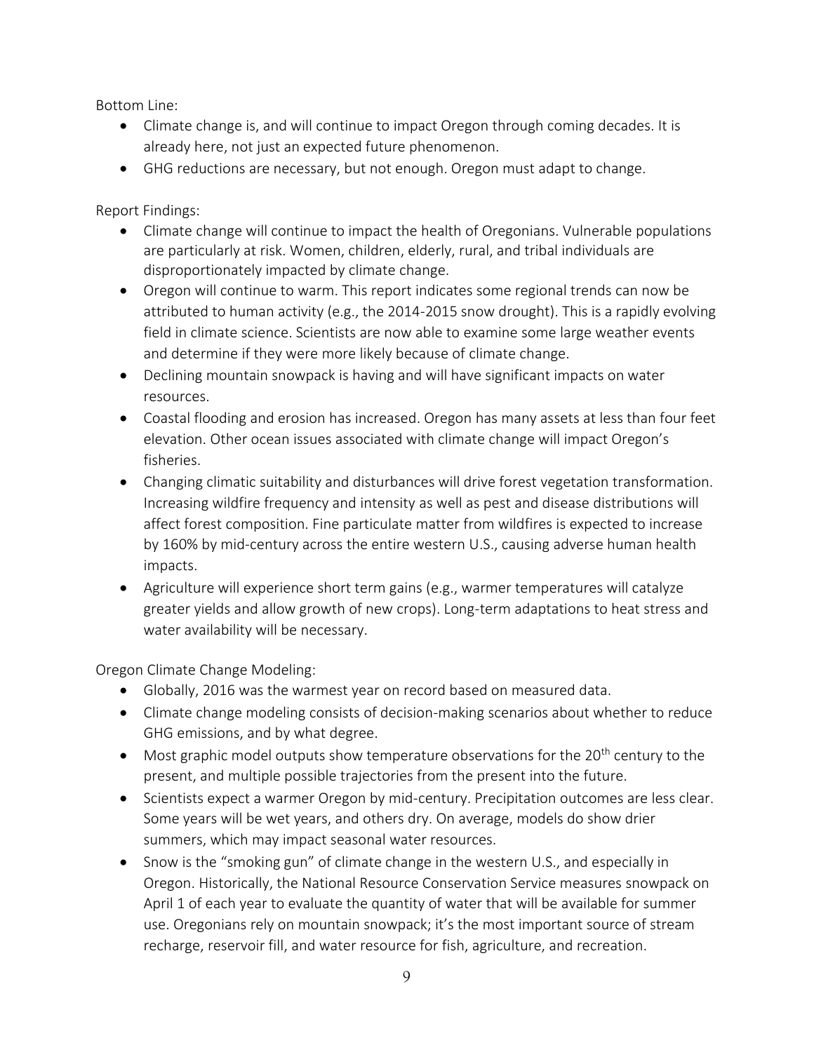Bottom Line:

- Climate change is, and will continue to impact Oregon through coming decades. It is already here, not just an expected future phenomenon.
- GHG reductions are necessary, but not enough. Oregon must adapt to change.

Report Findings:

- Climate change will continue to impact the health of Oregonians. Vulnerable populations are particularly at risk. Women, children, elderly, rural, and tribal individuals are disproportionately impacted by climate change.
- Oregon will continue to warm. This report indicates some regional trends can now be attributed to human activity (e.g., the 2014-2015 snow drought). This is a rapidly evolving field in climate science. Scientists are now able to examine some large weather events and determine if they were more likely because of climate change.
- Declining mountain snowpack is having and will have significant impacts on water resources.
- Coastal flooding and erosion has increased. Oregon has many assets at less than four feet elevation. Other ocean issues associated with climate change will impact Oregon's fisheries.
- Changing climatic suitability and disturbances will drive forest vegetation transformation. Increasing wildfire frequency and intensity as well as pest and disease distributions will affect forest composition. Fine particulate matter from wildfires is expected to increase by 160% by mid-century across the entire western U.S., causing adverse human health impacts.
- Agriculture will experience short term gains (e.g., warmer temperatures will catalyze greater yields and allow growth of new crops). Long-term adaptations to heat stress and water availability will be necessary.

Oregon Climate Change Modeling:

- Globally, 2016 was the warmest year on record based on measured data.
- Climate change modeling consists of decision-making scenarios about whether to reduce GHG emissions, and by what degree.
- Most graphic model outputs show temperature observations for the 20th century to the present, and multiple possible trajectories from the present into the future.
- Scientists expect a warmer Oregon by mid-century. Precipitation outcomes are less clear. Some years will be wet years, and others dry. On average, models do show drier summers, which may impact seasonal water resources.
- Snow is the "smoking gun" of climate change in the western U.S., and especially in Oregon. Historically, the National Resource Conservation Service measures snowpack on April 1 of each year to evaluate the quantity of water that will be available for summer use. Oregonians rely on mountain snowpack; it's the most important source of stream recharge, reservoir fill, and water resource for fish, agriculture, and recreation.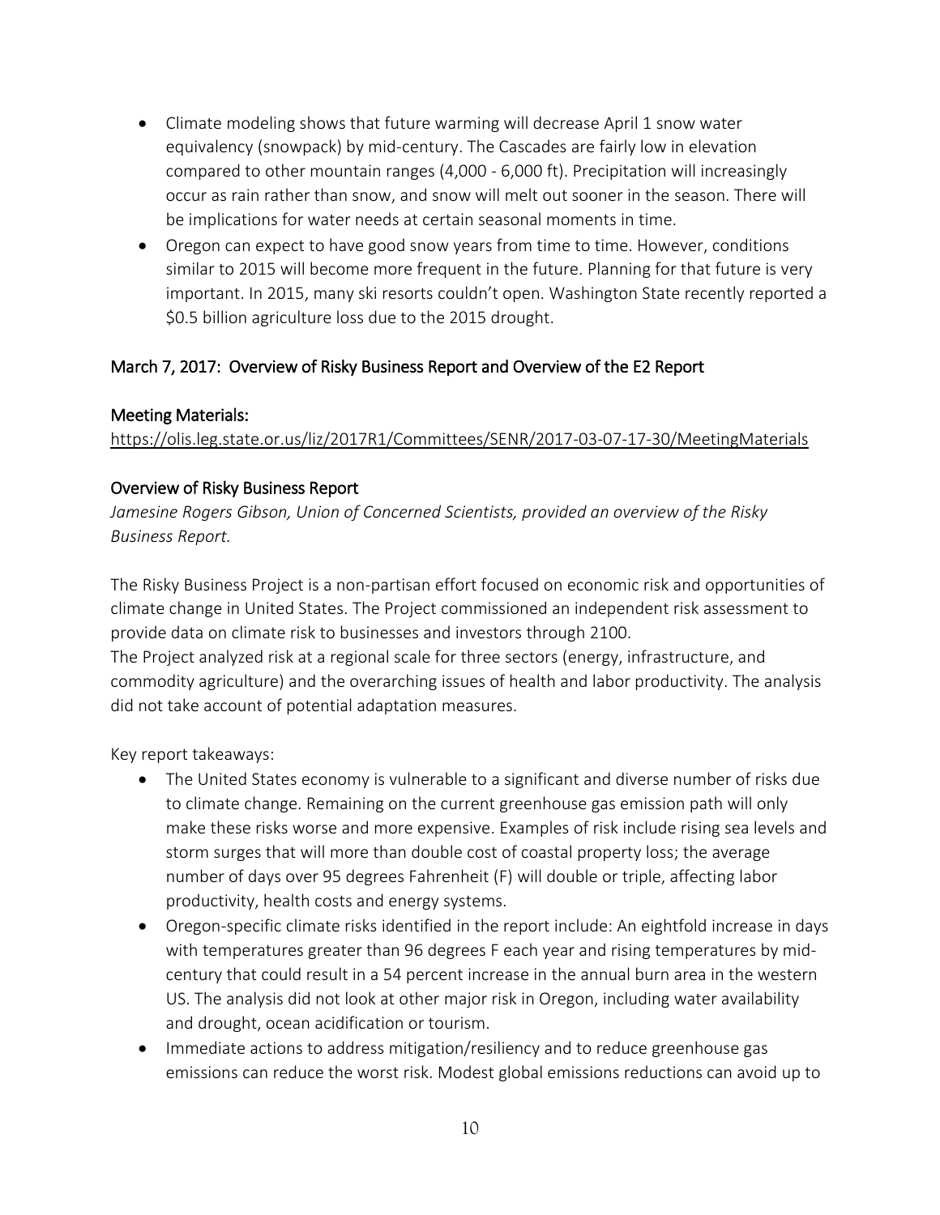- Climate modeling shows that future warming will decrease April 1 snow water equivalency (snowpack) by mid-century. The Cascades are fairly low in elevation compared to other mountain ranges (4,000 - 6,000 ft). Precipitation will increasingly occur as rain rather than snow, and snow will melt out sooner in the season. There will be implications for water needs at certain seasonal moments in time.
- Oregon can expect to have good snow years from time to time. However, conditions similar to 2015 will become more frequent in the future. Planning for that future is very important. In 2015, many ski resorts couldn't open. Washington State recently reported a $0.5 billion agriculture loss due to the 2015 drought.

## March 7, 2017: Overview of Risky Business Report and Overview of the E2 Report

### Meeting Materials:

https://olis.leg.state.or.us/liz/2017R1/Committees/SENR/2017-03-07-17-30/MeetingMaterials

### Overview of Risky Business Report

*Jamesine Rogers Gibson, Union of Concerned Scientists, provided an overview of the Risky Business Report.*

The Risky Business Project is a non-partisan effort focused on economic risk and opportunities of climate change in United States. The Project commissioned an independent risk assessment to provide data on climate risk to businesses and investors through 2100.
The Project analyzed risk at a regional scale for three sectors (energy, infrastructure, and commodity agriculture) and the overarching issues of health and labor productivity. The analysis did not take account of potential adaptation measures.

Key report takeaways:

- The United States economy is vulnerable to a significant and diverse number of risks due to climate change. Remaining on the current greenhouse gas emission path will only make these risks worse and more expensive. Examples of risk include rising sea levels and storm surges that will more than double cost of coastal property loss; the average number of days over 95 degrees Fahrenheit (F) will double or triple, affecting labor productivity, health costs and energy systems.
- Oregon-specific climate risks identified in the report include: An eightfold increase in days with temperatures greater than 96 degrees F each year and rising temperatures by mid-century that could result in a 54 percent increase in the annual burn area in the western US. The analysis did not look at other major risk in Oregon, including water availability and drought, ocean acidification or tourism.
- Immediate actions to address mitigation/resiliency and to reduce greenhouse gas emissions can reduce the worst risk. Modest global emissions reductions can avoid up to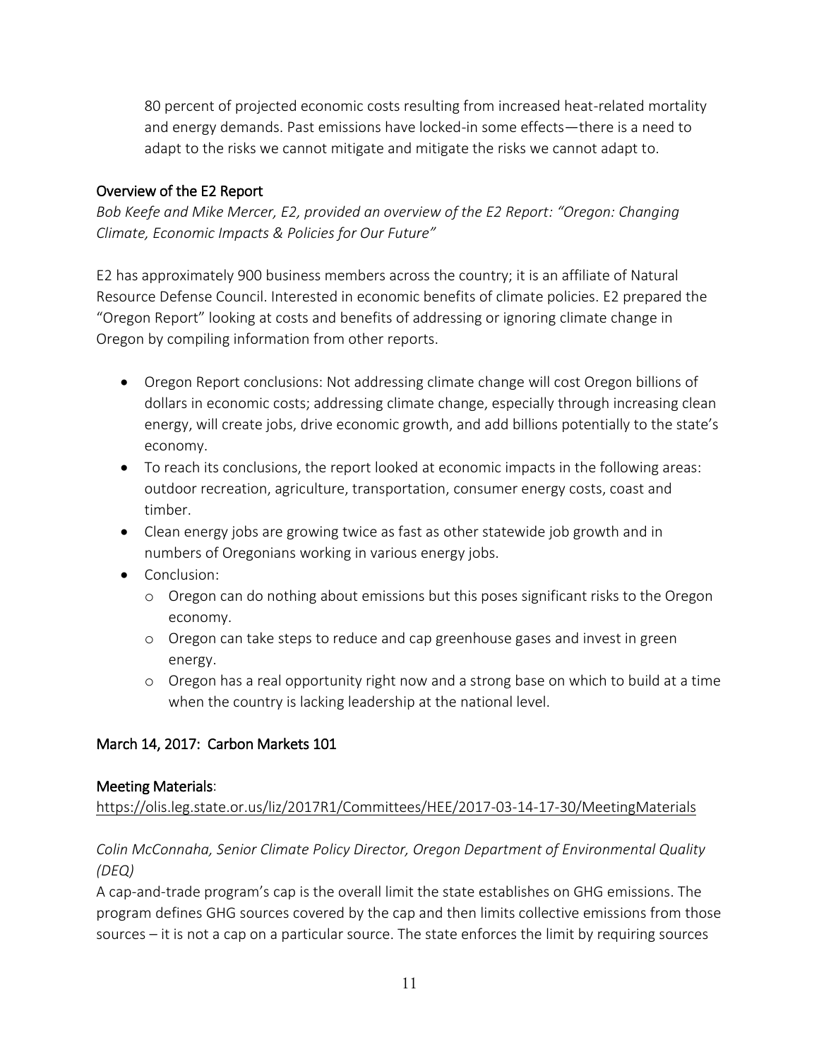80 percent of projected economic costs resulting from increased heat-related mortality and energy demands. Past emissions have locked-in some effects—there is a need to adapt to the risks we cannot mitigate and mitigate the risks we cannot adapt to.

## Overview of the E2 Report

*Bob Keefe and Mike Mercer, E2, provided an overview of the E2 Report: "Oregon: Changing Climate, Economic Impacts & Policies for Our Future"*

E2 has approximately 900 business members across the country; it is an affiliate of Natural Resource Defense Council. Interested in economic benefits of climate policies. E2 prepared the "Oregon Report" looking at costs and benefits of addressing or ignoring climate change in Oregon by compiling information from other reports.

- Oregon Report conclusions: Not addressing climate change will cost Oregon billions of dollars in economic costs; addressing climate change, especially through increasing clean energy, will create jobs, drive economic growth, and add billions potentially to the state's economy.
- To reach its conclusions, the report looked at economic impacts in the following areas: outdoor recreation, agriculture, transportation, consumer energy costs, coast and timber.
- Clean energy jobs are growing twice as fast as other statewide job growth and in numbers of Oregonians working in various energy jobs.
- Conclusion:
  - Oregon can do nothing about emissions but this poses significant risks to the Oregon economy.
  - Oregon can take steps to reduce and cap greenhouse gases and invest in green energy.
  - Oregon has a real opportunity right now and a strong base on which to build at a time when the country is lacking leadership at the national level.

## March 14, 2017: Carbon Markets 101

### Meeting Materials:

https://olis.leg.state.or.us/liz/2017R1/Committees/HEE/2017-03-14-17-30/MeetingMaterials

*Colin McConnaha, Senior Climate Policy Director, Oregon Department of Environmental Quality (DEQ)*

A cap-and-trade program's cap is the overall limit the state establishes on GHG emissions. The program defines GHG sources covered by the cap and then limits collective emissions from those sources – it is not a cap on a particular source. The state enforces the limit by requiring sources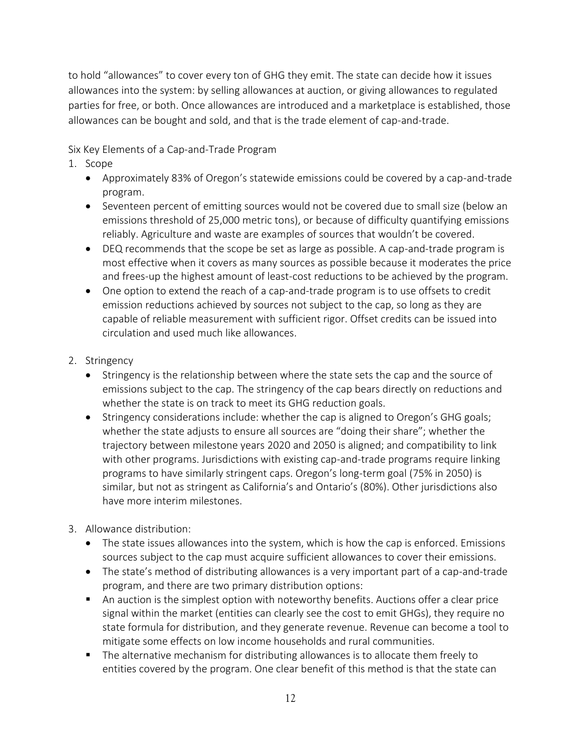to hold "allowances" to cover every ton of GHG they emit. The state can decide how it issues allowances into the system: by selling allowances at auction, or giving allowances to regulated parties for free, or both. Once allowances are introduced and a marketplace is established, those allowances can be bought and sold, and that is the trade element of cap-and-trade.

Six Key Elements of a Cap-and-Trade Program

1. Scope
   - Approximately 83% of Oregon's statewide emissions could be covered by a cap-and-trade program.
   - Seventeen percent of emitting sources would not be covered due to small size (below an emissions threshold of 25,000 metric tons), or because of difficulty quantifying emissions reliably. Agriculture and waste are examples of sources that wouldn't be covered.
   - DEQ recommends that the scope be set as large as possible. A cap-and-trade program is most effective when it covers as many sources as possible because it moderates the price and frees-up the highest amount of least-cost reductions to be achieved by the program.
   - One option to extend the reach of a cap-and-trade program is to use offsets to credit emission reductions achieved by sources not subject to the cap, so long as they are capable of reliable measurement with sufficient rigor. Offset credits can be issued into circulation and used much like allowances.

2. Stringency
   - Stringency is the relationship between where the state sets the cap and the source of emissions subject to the cap. The stringency of the cap bears directly on reductions and whether the state is on track to meet its GHG reduction goals.
   - Stringency considerations include: whether the cap is aligned to Oregon's GHG goals; whether the state adjusts to ensure all sources are "doing their share"; whether the trajectory between milestone years 2020 and 2050 is aligned; and compatibility to link with other programs. Jurisdictions with existing cap-and-trade programs require linking programs to have similarly stringent caps. Oregon's long-term goal (75% in 2050) is similar, but not as stringent as California's and Ontario's (80%). Other jurisdictions also have more interim milestones.

3. Allowance distribution:
   - The state issues allowances into the system, which is how the cap is enforced. Emissions sources subject to the cap must acquire sufficient allowances to cover their emissions.
   - The state's method of distributing allowances is a very important part of a cap-and-trade program, and there are two primary distribution options:
     - An auction is the simplest option with noteworthy benefits. Auctions offer a clear price signal within the market (entities can clearly see the cost to emit GHGs), they require no state formula for distribution, and they generate revenue. Revenue can become a tool to mitigate some effects on low income households and rural communities.
     - The alternative mechanism for distributing allowances is to allocate them freely to entities covered by the program. One clear benefit of this method is that the state can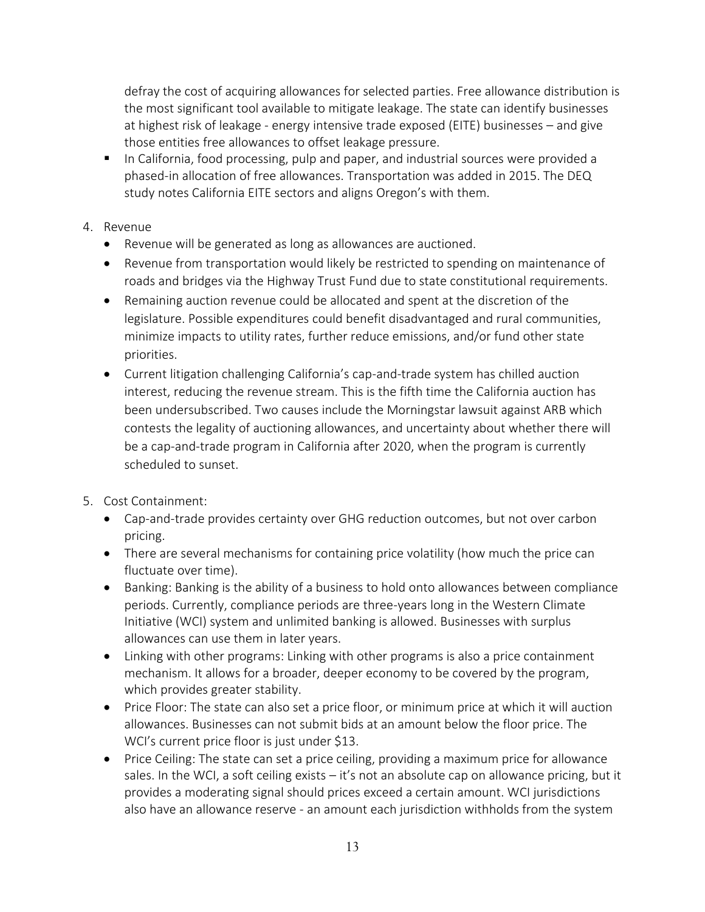defray the cost of acquiring allowances for selected parties. Free allowance distribution is the most significant tool available to mitigate leakage. The state can identify businesses at highest risk of leakage - energy intensive trade exposed (EITE) businesses – and give those entities free allowances to offset leakage pressure.

- In California, food processing, pulp and paper, and industrial sources were provided a phased-in allocation of free allowances. Transportation was added in 2015. The DEQ study notes California EITE sectors and aligns Oregon's with them.

4. Revenue
   - Revenue will be generated as long as allowances are auctioned.
   - Revenue from transportation would likely be restricted to spending on maintenance of roads and bridges via the Highway Trust Fund due to state constitutional requirements.
   - Remaining auction revenue could be allocated and spent at the discretion of the legislature. Possible expenditures could benefit disadvantaged and rural communities, minimize impacts to utility rates, further reduce emissions, and/or fund other state priorities.
   - Current litigation challenging California's cap-and-trade system has chilled auction interest, reducing the revenue stream. This is the fifth time the California auction has been undersubscribed. Two causes include the Morningstar lawsuit against ARB which contests the legality of auctioning allowances, and uncertainty about whether there will be a cap-and-trade program in California after 2020, when the program is currently scheduled to sunset.

5. Cost Containment:
   - Cap-and-trade provides certainty over GHG reduction outcomes, but not over carbon pricing.
   - There are several mechanisms for containing price volatility (how much the price can fluctuate over time).
   - Banking: Banking is the ability of a business to hold onto allowances between compliance periods. Currently, compliance periods are three-years long in the Western Climate Initiative (WCI) system and unlimited banking is allowed. Businesses with surplus allowances can use them in later years.
   - Linking with other programs: Linking with other programs is also a price containment mechanism. It allows for a broader, deeper economy to be covered by the program, which provides greater stability.
   - Price Floor: The state can also set a price floor, or minimum price at which it will auction allowances. Businesses can not submit bids at an amount below the floor price. The WCI's current price floor is just under $13.
   - Price Ceiling: The state can set a price ceiling, providing a maximum price for allowance sales. In the WCI, a soft ceiling exists – it's not an absolute cap on allowance pricing, but it provides a moderating signal should prices exceed a certain amount. WCI jurisdictions also have an allowance reserve - an amount each jurisdiction withholds from the system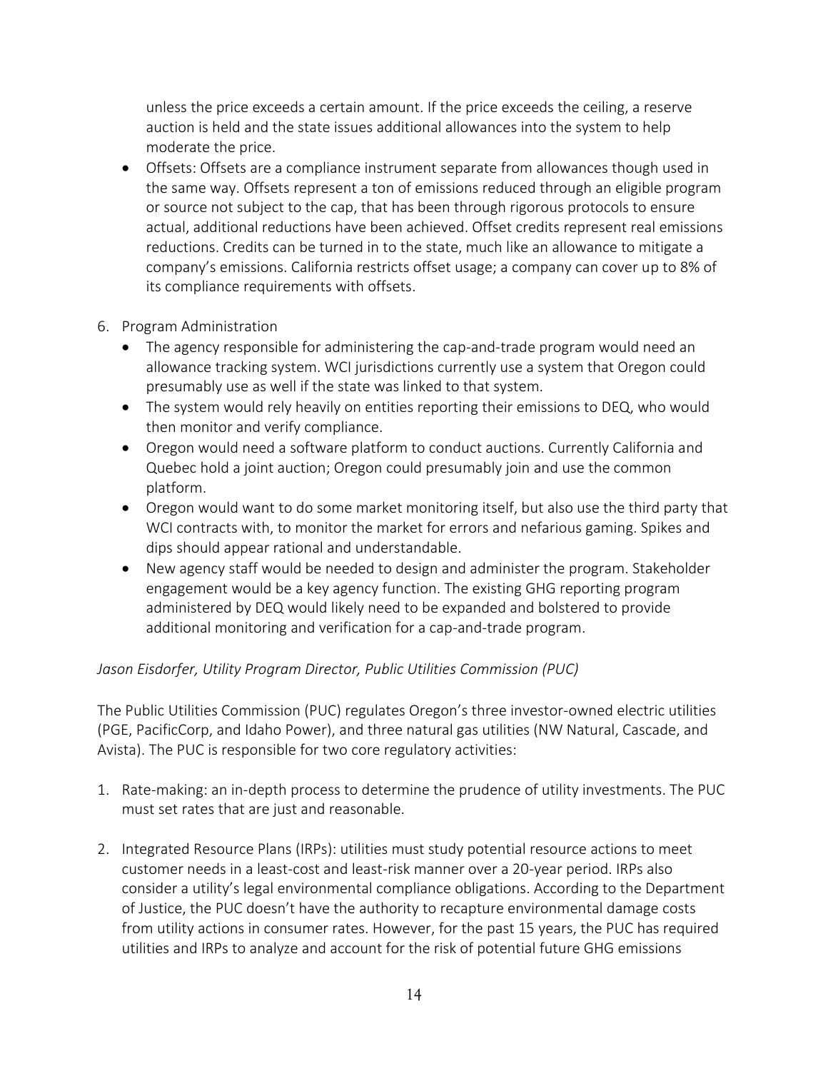unless the price exceeds a certain amount. If the price exceeds the ceiling, a reserve auction is held and the state issues additional allowances into the system to help moderate the price.

- Offsets: Offsets are a compliance instrument separate from allowances though used in the same way. Offsets represent a ton of emissions reduced through an eligible program or source not subject to the cap, that has been through rigorous protocols to ensure actual, additional reductions have been achieved. Offset credits represent real emissions reductions. Credits can be turned in to the state, much like an allowance to mitigate a company's emissions. California restricts offset usage; a company can cover up to 8% of its compliance requirements with offsets.

6. Program Administration
   - The agency responsible for administering the cap-and-trade program would need an allowance tracking system. WCI jurisdictions currently use a system that Oregon could presumably use as well if the state was linked to that system.
   - The system would rely heavily on entities reporting their emissions to DEQ, who would then monitor and verify compliance.
   - Oregon would need a software platform to conduct auctions. Currently California and Quebec hold a joint auction; Oregon could presumably join and use the common platform.
   - Oregon would want to do some market monitoring itself, but also use the third party that WCI contracts with, to monitor the market for errors and nefarious gaming. Spikes and dips should appear rational and understandable.
   - New agency staff would be needed to design and administer the program. Stakeholder engagement would be a key agency function. The existing GHG reporting program administered by DEQ would likely need to be expanded and bolstered to provide additional monitoring and verification for a cap-and-trade program.

*Jason Eisdorfer, Utility Program Director, Public Utilities Commission (PUC)*

The Public Utilities Commission (PUC) regulates Oregon's three investor-owned electric utilities (PGE, PacifiCorp, and Idaho Power), and three natural gas utilities (NW Natural, Cascade, and Avista). The PUC is responsible for two core regulatory activities:

1. Rate-making: an in-depth process to determine the prudence of utility investments. The PUC must set rates that are just and reasonable.

2. Integrated Resource Plans (IRPs): utilities must study potential resource actions to meet customer needs in a least-cost and least-risk manner over a 20-year period. IRPs also consider a utility's legal environmental compliance obligations. According to the Department of Justice, the PUC doesn't have the authority to recapture environmental damage costs from utility actions in consumer rates. However, for the past 15 years, the PUC has required utilities and IRPs to analyze and account for the risk of potential future GHG emissions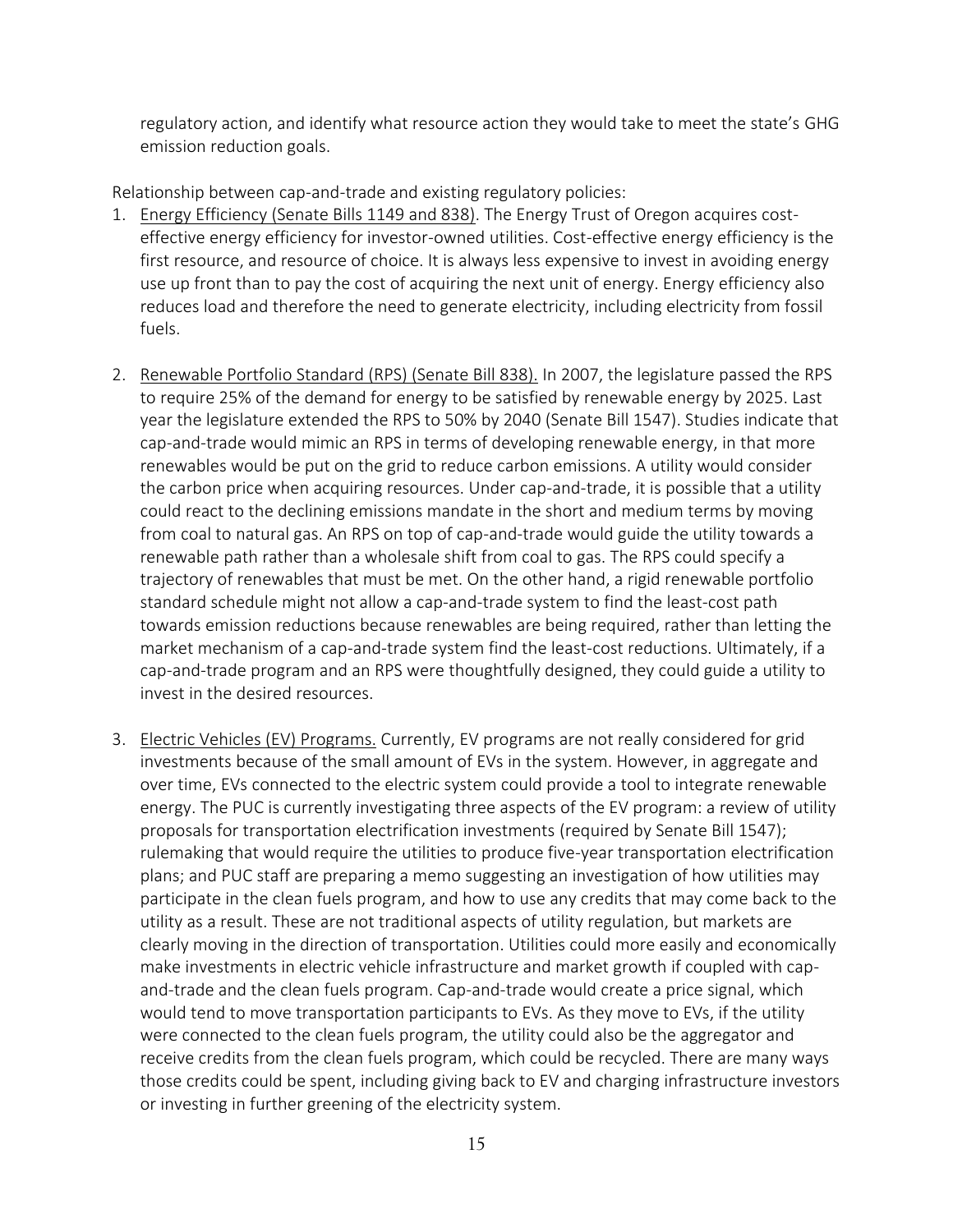regulatory action, and identify what resource action they would take to meet the state's GHG emission reduction goals.

Relationship between cap-and-trade and existing regulatory policies:

1. Energy Efficiency (Senate Bills 1149 and 838). The Energy Trust of Oregon acquires cost-effective energy efficiency for investor-owned utilities. Cost-effective energy efficiency is the first resource, and resource of choice. It is always less expensive to invest in avoiding energy use up front than to pay the cost of acquiring the next unit of energy. Energy efficiency also reduces load and therefore the need to generate electricity, including electricity from fossil fuels.

2. Renewable Portfolio Standard (RPS) (Senate Bill 838). In 2007, the legislature passed the RPS to require 25% of the demand for energy to be satisfied by renewable energy by 2025. Last year the legislature extended the RPS to 50% by 2040 (Senate Bill 1547). Studies indicate that cap-and-trade would mimic an RPS in terms of developing renewable energy, in that more renewables would be put on the grid to reduce carbon emissions. A utility would consider the carbon price when acquiring resources. Under cap-and-trade, it is possible that a utility could react to the declining emissions mandate in the short and medium terms by moving from coal to natural gas. An RPS on top of cap-and-trade would guide the utility towards a renewable path rather than a wholesale shift from coal to gas. The RPS could specify a trajectory of renewables that must be met. On the other hand, a rigid renewable portfolio standard schedule might not allow a cap-and-trade system to find the least-cost path towards emission reductions because renewables are being required, rather than letting the market mechanism of a cap-and-trade system find the least-cost reductions. Ultimately, if a cap-and-trade program and an RPS were thoughtfully designed, they could guide a utility to invest in the desired resources.

3. Electric Vehicles (EV) Programs. Currently, EV programs are not really considered for grid investments because of the small amount of EVs in the system. However, in aggregate and over time, EVs connected to the electric system could provide a tool to integrate renewable energy. The PUC is currently investigating three aspects of the EV program: a review of utility proposals for transportation electrification investments (required by Senate Bill 1547); rulemaking that would require the utilities to produce five-year transportation electrification plans; and PUC staff are preparing a memo suggesting an investigation of how utilities may participate in the clean fuels program, and how to use any credits that may come back to the utility as a result. These are not traditional aspects of utility regulation, but markets are clearly moving in the direction of transportation. Utilities could more easily and economically make investments in electric vehicle infrastructure and market growth if coupled with cap-and-trade and the clean fuels program. Cap-and-trade would create a price signal, which would tend to move transportation participants to EVs. As they move to EVs, if the utility were connected to the clean fuels program, the utility could also be the aggregator and receive credits from the clean fuels program, which could be recycled. There are many ways those credits could be spent, including giving back to EV and charging infrastructure investors or investing in further greening of the electricity system.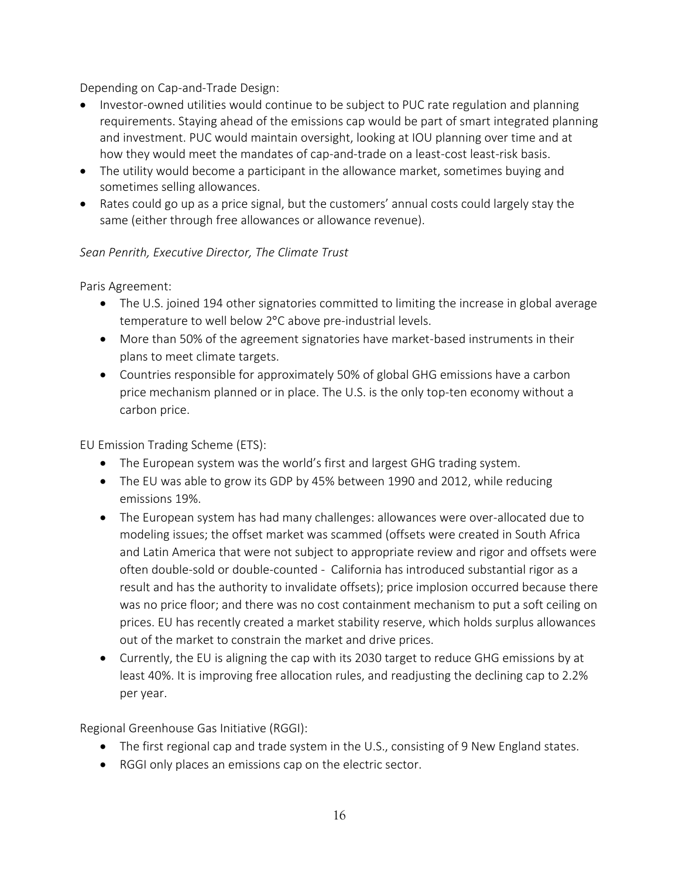Depending on Cap-and-Trade Design:

- Investor-owned utilities would continue to be subject to PUC rate regulation and planning requirements. Staying ahead of the emissions cap would be part of smart integrated planning and investment. PUC would maintain oversight, looking at IOU planning over time and at how they would meet the mandates of cap-and-trade on a least-cost least-risk basis.
- The utility would become a participant in the allowance market, sometimes buying and sometimes selling allowances.
- Rates could go up as a price signal, but the customers' annual costs could largely stay the same (either through free allowances or allowance revenue).

*Sean Penrith, Executive Director, The Climate Trust*

Paris Agreement:

- The U.S. joined 194 other signatories committed to limiting the increase in global average temperature to well below 2°C above pre-industrial levels.
- More than 50% of the agreement signatories have market-based instruments in their plans to meet climate targets.
- Countries responsible for approximately 50% of global GHG emissions have a carbon price mechanism planned or in place. The U.S. is the only top-ten economy without a carbon price.

EU Emission Trading Scheme (ETS):

- The European system was the world's first and largest GHG trading system.
- The EU was able to grow its GDP by 45% between 1990 and 2012, while reducing emissions 19%.
- The European system has had many challenges: allowances were over-allocated due to modeling issues; the offset market was scammed (offsets were created in South Africa and Latin America that were not subject to appropriate review and rigor and offsets were often double-sold or double-counted - California has introduced substantial rigor as a result and has the authority to invalidate offsets); price implosion occurred because there was no price floor; and there was no cost containment mechanism to put a soft ceiling on prices. EU has recently created a market stability reserve, which holds surplus allowances out of the market to constrain the market and drive prices.
- Currently, the EU is aligning the cap with its 2030 target to reduce GHG emissions by at least 40%. It is improving free allocation rules, and readjusting the declining cap to 2.2% per year.

Regional Greenhouse Gas Initiative (RGGI):

- The first regional cap and trade system in the U.S., consisting of 9 New England states.
- RGGI only places an emissions cap on the electric sector.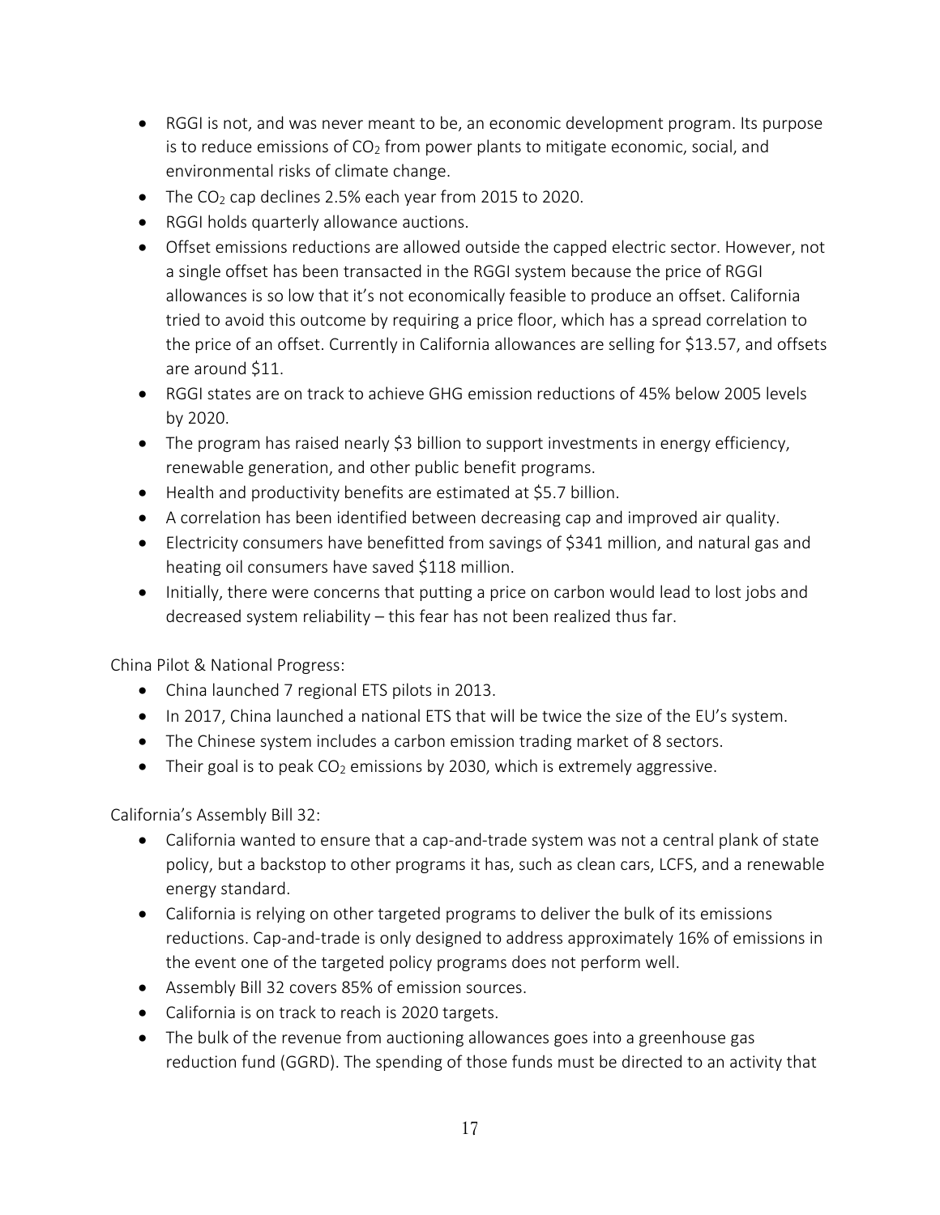- RGGI is not, and was never meant to be, an economic development program. Its purpose is to reduce emissions of $CO_2$ from power plants to mitigate economic, social, and environmental risks of climate change.
- The $CO_2$ cap declines 2.5% each year from 2015 to 2020.
- RGGI holds quarterly allowance auctions.
- Offset emissions reductions are allowed outside the capped electric sector. However, not a single offset has been transacted in the RGGI system because the price of RGGI allowances is so low that it's not economically feasible to produce an offset. California tried to avoid this outcome by requiring a price floor, which has a spread correlation to the price of an offset. Currently in California allowances are selling for $13.57, and offsets are around $11.
- RGGI states are on track to achieve GHG emission reductions of 45% below 2005 levels by 2020.
- The program has raised nearly $3 billion to support investments in energy efficiency, renewable generation, and other public benefit programs.
- Health and productivity benefits are estimated at $5.7 billion.
- A correlation has been identified between decreasing cap and improved air quality.
- Electricity consumers have benefitted from savings of $341 million, and natural gas and heating oil consumers have saved $118 million.
- Initially, there were concerns that putting a price on carbon would lead to lost jobs and decreased system reliability – this fear has not been realized thus far.

China Pilot & National Progress:

- China launched 7 regional ETS pilots in 2013.
- In 2017, China launched a national ETS that will be twice the size of the EU's system.
- The Chinese system includes a carbon emission trading market of 8 sectors.
- Their goal is to peak $CO_2$ emissions by 2030, which is extremely aggressive.

California's Assembly Bill 32:

- California wanted to ensure that a cap-and-trade system was not a central plank of state policy, but a backstop to other programs it has, such as clean cars, LCFS, and a renewable energy standard.
- California is relying on other targeted programs to deliver the bulk of its emissions reductions. Cap-and-trade is only designed to address approximately 16% of emissions in the event one of the targeted policy programs does not perform well.
- Assembly Bill 32 covers 85% of emission sources.
- California is on track to reach is 2020 targets.
- The bulk of the revenue from auctioning allowances goes into a greenhouse gas reduction fund (GGRD). The spending of those funds must be directed to an activity that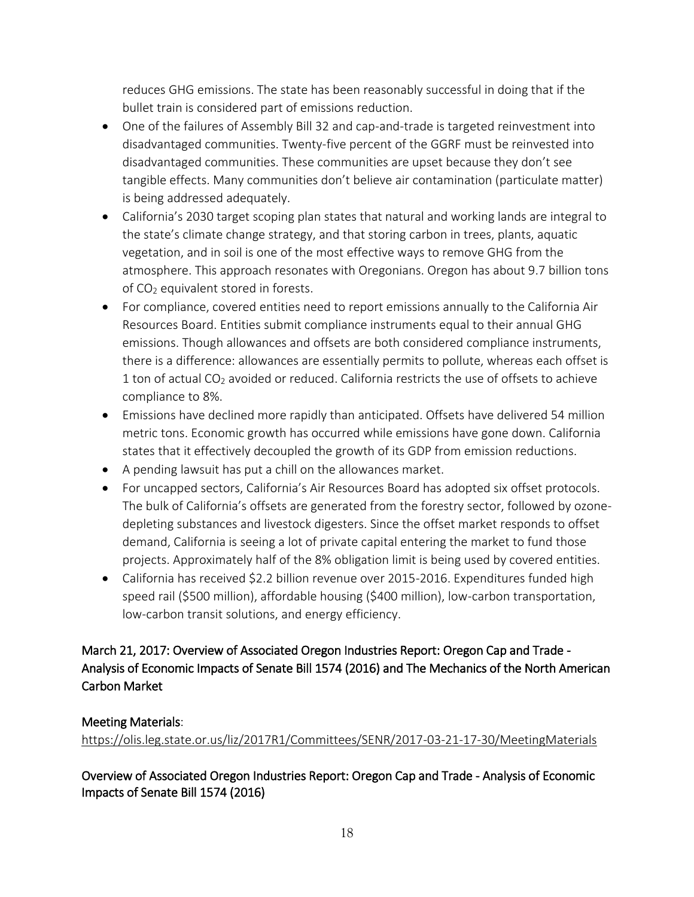reduces GHG emissions. The state has been reasonably successful in doing that if the bullet train is considered part of emissions reduction.

- One of the failures of Assembly Bill 32 and cap-and-trade is targeted reinvestment into disadvantaged communities. Twenty-five percent of the GGRF must be reinvested into disadvantaged communities. These communities are upset because they don't see tangible effects. Many communities don't believe air contamination (particulate matter) is being addressed adequately.
- California's 2030 target scoping plan states that natural and working lands are integral to the state's climate change strategy, and that storing carbon in trees, plants, aquatic vegetation, and in soil is one of the most effective ways to remove GHG from the atmosphere. This approach resonates with Oregonians. Oregon has about 9.7 billion tons of $CO_2$ equivalent stored in forests.
- For compliance, covered entities need to report emissions annually to the California Air Resources Board. Entities submit compliance instruments equal to their annual GHG emissions. Though allowances and offsets are both considered compliance instruments, there is a difference: allowances are essentially permits to pollute, whereas each offset is 1 ton of actual $CO_2$ avoided or reduced. California restricts the use of offsets to achieve compliance to 8%.
- Emissions have declined more rapidly than anticipated. Offsets have delivered 54 million metric tons. Economic growth has occurred while emissions have gone down. California states that it effectively decoupled the growth of its GDP from emission reductions.
- A pending lawsuit has put a chill on the allowances market.
- For uncapped sectors, California's Air Resources Board has adopted six offset protocols. The bulk of California's offsets are generated from the forestry sector, followed by ozone-depleting substances and livestock digesters. Since the offset market responds to offset demand, California is seeing a lot of private capital entering the market to fund those projects. Approximately half of the 8% obligation limit is being used by covered entities.
- California has received $2.2 billion revenue over 2015-2016. Expenditures funded high speed rail ($500 million), affordable housing ($400 million), low-carbon transportation, low-carbon transit solutions, and energy efficiency.

## March 21, 2017: Overview of Associated Oregon Industries Report: Oregon Cap and Trade - Analysis of Economic Impacts of Senate Bill 1574 (2016) and The Mechanics of the North American Carbon Market

### Meeting Materials:

https://olis.leg.state.or.us/liz/2017R1/Committees/SENR/2017-03-21-17-30/MeetingMaterials

### Overview of Associated Oregon Industries Report: Oregon Cap and Trade - Analysis of Economic Impacts of Senate Bill 1574 (2016)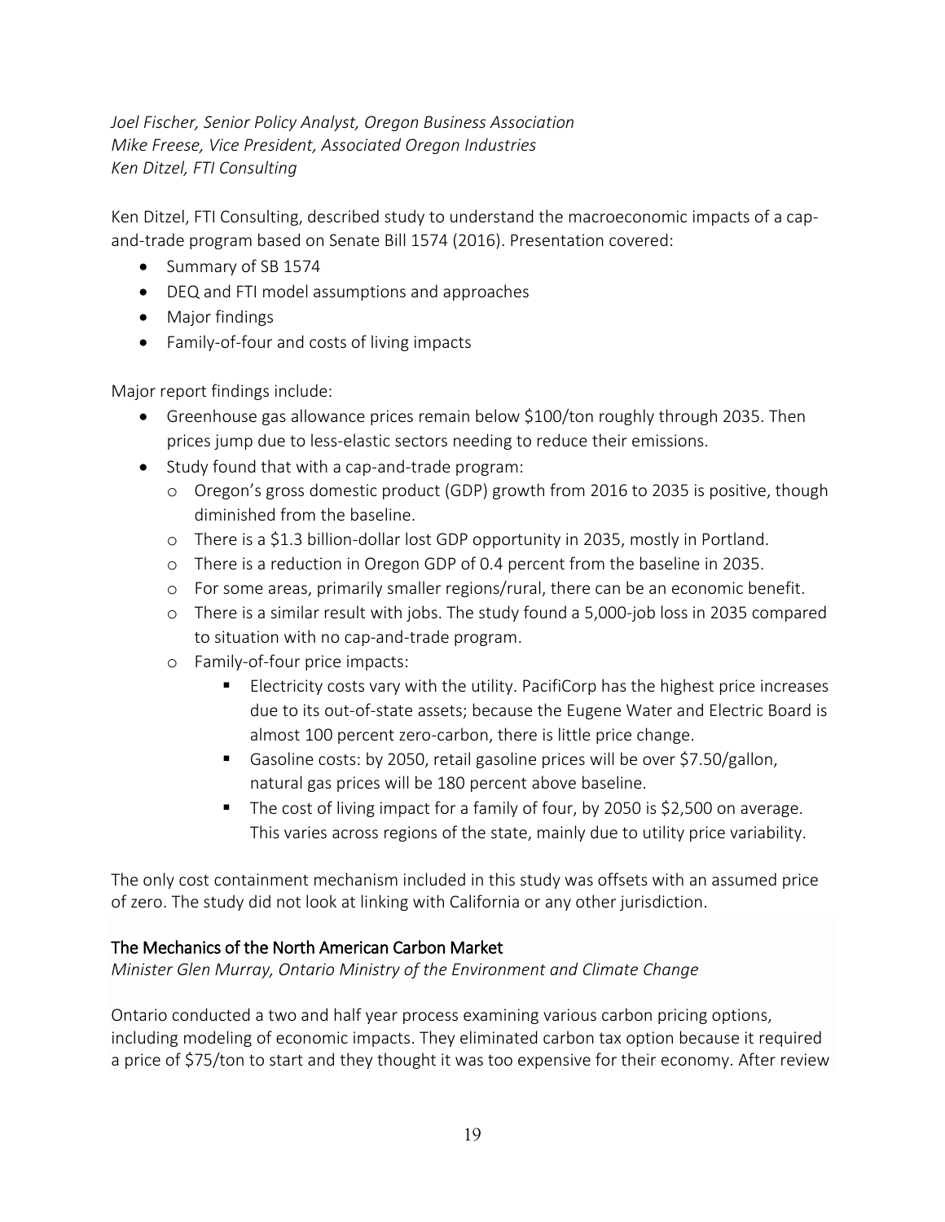*Joel Fischer, Senior Policy Analyst, Oregon Business Association*
*Mike Freese, Vice President, Associated Oregon Industries*
*Ken Ditzel, FTI Consulting*

Ken Ditzel, FTI Consulting, described study to understand the macroeconomic impacts of a cap-and-trade program based on Senate Bill 1574 (2016). Presentation covered:

- Summary of SB 1574
- DEQ and FTI model assumptions and approaches
- Major findings
- Family-of-four and costs of living impacts

Major report findings include:

- Greenhouse gas allowance prices remain below $100/ton roughly through 2035. Then prices jump due to less-elastic sectors needing to reduce their emissions.
- Study found that with a cap-and-trade program:
  - Oregon's gross domestic product (GDP) growth from 2016 to 2035 is positive, though diminished from the baseline.
  - There is a $1.3 billion-dollar lost GDP opportunity in 2035, mostly in Portland.
  - There is a reduction in Oregon GDP of 0.4 percent from the baseline in 2035.
  - For some areas, primarily smaller regions/rural, there can be an economic benefit.
  - There is a similar result with jobs. The study found a 5,000-job loss in 2035 compared to situation with no cap-and-trade program.
  - Family-of-four price impacts:
    - Electricity costs vary with the utility. PacifiCorp has the highest price increases due to its out-of-state assets; because the Eugene Water and Electric Board is almost 100 percent zero-carbon, there is little price change.
    - Gasoline costs: by 2050, retail gasoline prices will be over $7.50/gallon, natural gas prices will be 180 percent above baseline.
    - The cost of living impact for a family of four, by 2050 is $2,500 on average. This varies across regions of the state, mainly due to utility price variability.

The only cost containment mechanism included in this study was offsets with an assumed price of zero. The study did not look at linking with California or any other jurisdiction.

### The Mechanics of the North American Carbon Market

*Minister Glen Murray, Ontario Ministry of the Environment and Climate Change*

Ontario conducted a two and half year process examining various carbon pricing options, including modeling of economic impacts. They eliminated carbon tax option because it required a price of $75/ton to start and they thought it was too expensive for their economy. After review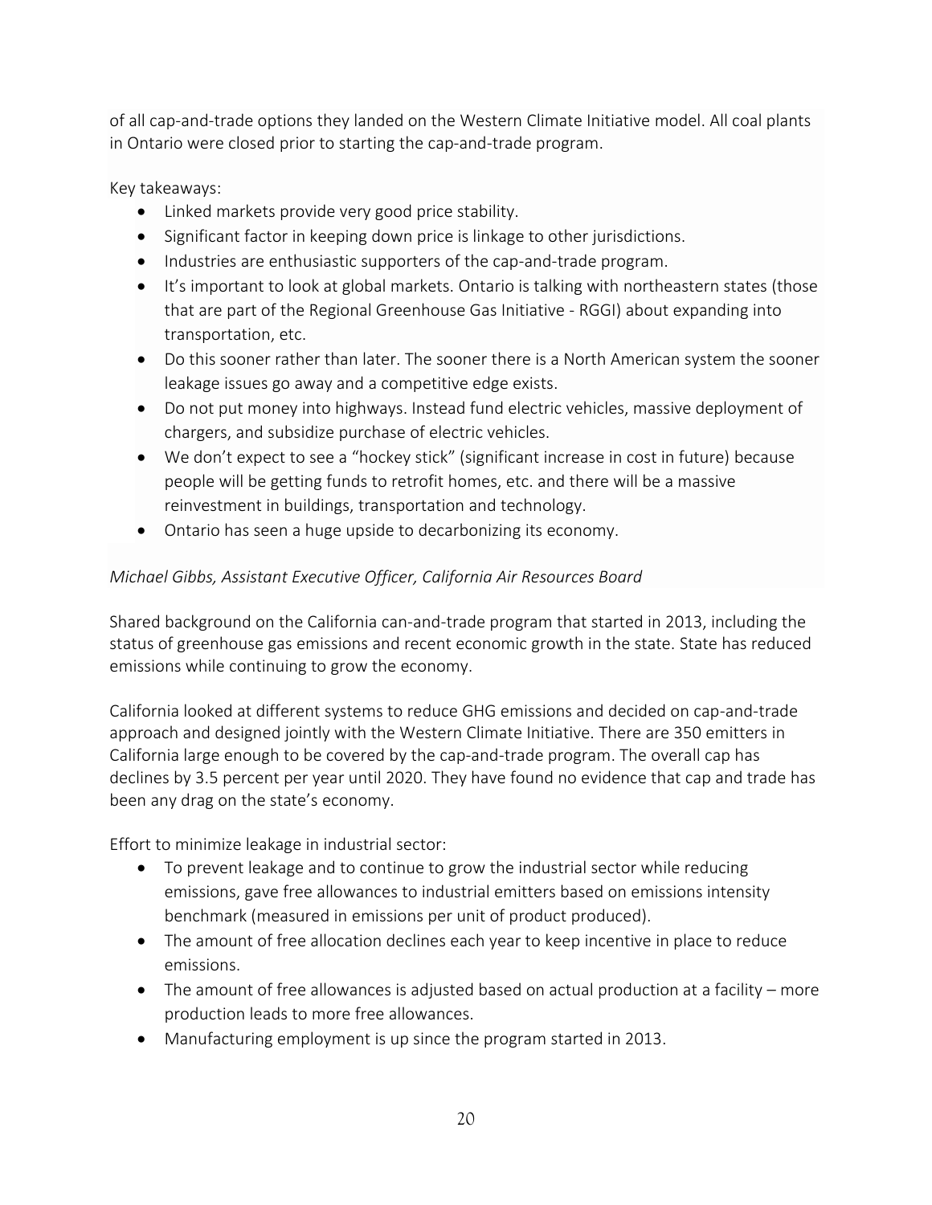of all cap-and-trade options they landed on the Western Climate Initiative model. All coal plants in Ontario were closed prior to starting the cap-and-trade program.

Key takeaways:

- Linked markets provide very good price stability.
- Significant factor in keeping down price is linkage to other jurisdictions.
- Industries are enthusiastic supporters of the cap-and-trade program.
- It's important to look at global markets. Ontario is talking with northeastern states (those that are part of the Regional Greenhouse Gas Initiative - RGGI) about expanding into transportation, etc.
- Do this sooner rather than later. The sooner there is a North American system the sooner leakage issues go away and a competitive edge exists.
- Do not put money into highways. Instead fund electric vehicles, massive deployment of chargers, and subsidize purchase of electric vehicles.
- We don't expect to see a "hockey stick" (significant increase in cost in future) because people will be getting funds to retrofit homes, etc. and there will be a massive reinvestment in buildings, transportation and technology.
- Ontario has seen a huge upside to decarbonizing its economy.

*Michael Gibbs, Assistant Executive Officer, California Air Resources Board*

Shared background on the California can-and-trade program that started in 2013, including the status of greenhouse gas emissions and recent economic growth in the state. State has reduced emissions while continuing to grow the economy.

California looked at different systems to reduce GHG emissions and decided on cap-and-trade approach and designed jointly with the Western Climate Initiative. There are 350 emitters in California large enough to be covered by the cap-and-trade program. The overall cap has declines by 3.5 percent per year until 2020. They have found no evidence that cap and trade has been any drag on the state's economy.

Effort to minimize leakage in industrial sector:

- To prevent leakage and to continue to grow the industrial sector while reducing emissions, gave free allowances to industrial emitters based on emissions intensity benchmark (measured in emissions per unit of product produced).
- The amount of free allocation declines each year to keep incentive in place to reduce emissions.
- The amount of free allowances is adjusted based on actual production at a facility – more production leads to more free allowances.
- Manufacturing employment is up since the program started in 2013.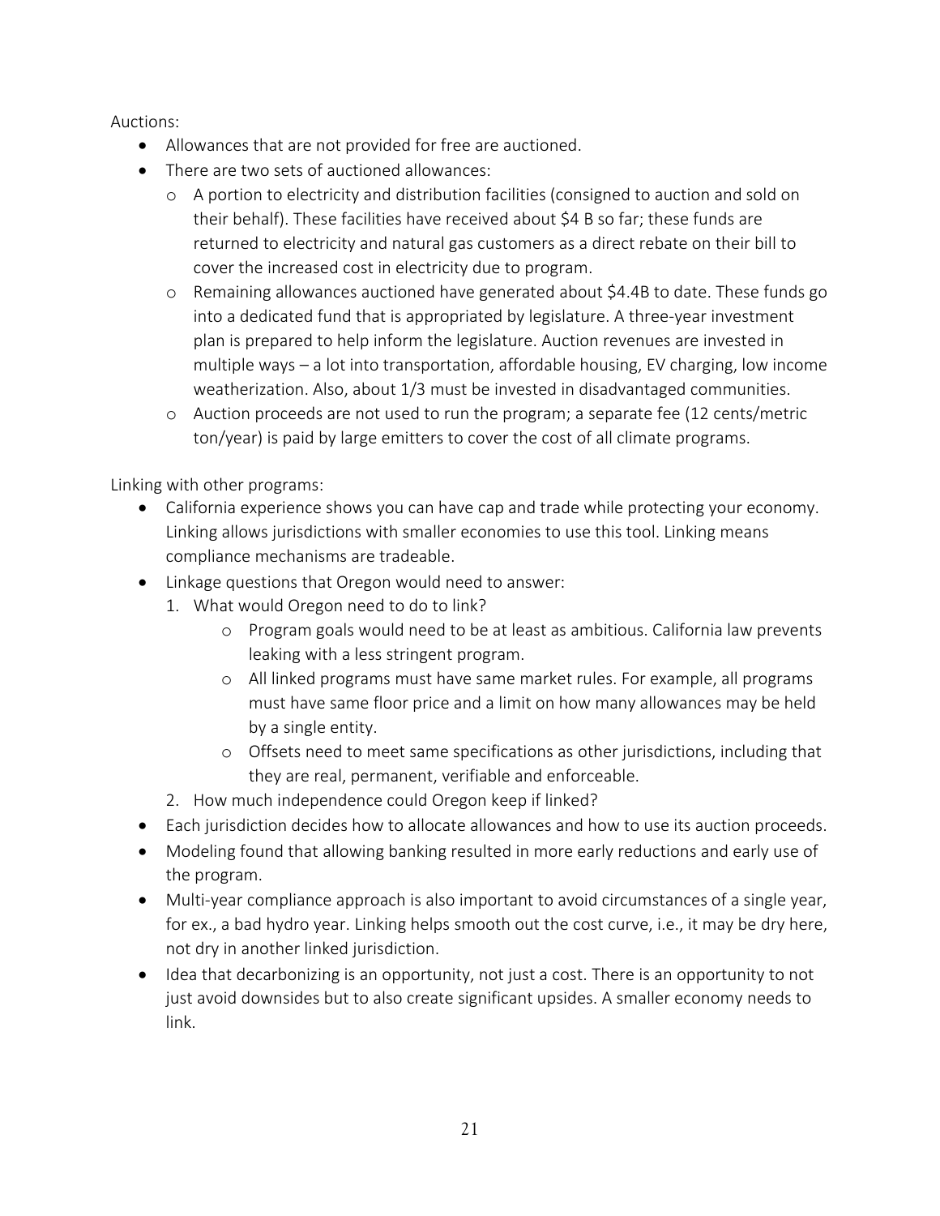Auctions:

- Allowances that are not provided for free are auctioned.
- There are two sets of auctioned allowances:
  - A portion to electricity and distribution facilities (consigned to auction and sold on their behalf). These facilities have received about $4 B so far; these funds are returned to electricity and natural gas customers as a direct rebate on their bill to cover the increased cost in electricity due to program.
  - Remaining allowances auctioned have generated about $4.4B to date. These funds go into a dedicated fund that is appropriated by legislature. A three-year investment plan is prepared to help inform the legislature. Auction revenues are invested in multiple ways – a lot into transportation, affordable housing, EV charging, low income weatherization. Also, about 1/3 must be invested in disadvantaged communities.
  - Auction proceeds are not used to run the program; a separate fee (12 cents/metric ton/year) is paid by large emitters to cover the cost of all climate programs.

Linking with other programs:

- California experience shows you can have cap and trade while protecting your economy. Linking allows jurisdictions with smaller economies to use this tool. Linking means compliance mechanisms are tradeable.
- Linkage questions that Oregon would need to answer:
  1. What would Oregon need to do to link?
     - Program goals would need to be at least as ambitious. California law prevents leaking with a less stringent program.
     - All linked programs must have same market rules. For example, all programs must have same floor price and a limit on how many allowances may be held by a single entity.
     - Offsets need to meet same specifications as other jurisdictions, including that they are real, permanent, verifiable and enforceable.
  2. How much independence could Oregon keep if linked?
- Each jurisdiction decides how to allocate allowances and how to use its auction proceeds.
- Modeling found that allowing banking resulted in more early reductions and early use of the program.
- Multi-year compliance approach is also important to avoid circumstances of a single year, for ex., a bad hydro year. Linking helps smooth out the cost curve, i.e., it may be dry here, not dry in another linked jurisdiction.
- Idea that decarbonizing is an opportunity, not just a cost. There is an opportunity to not just avoid downsides but to also create significant upsides. A smaller economy needs to link.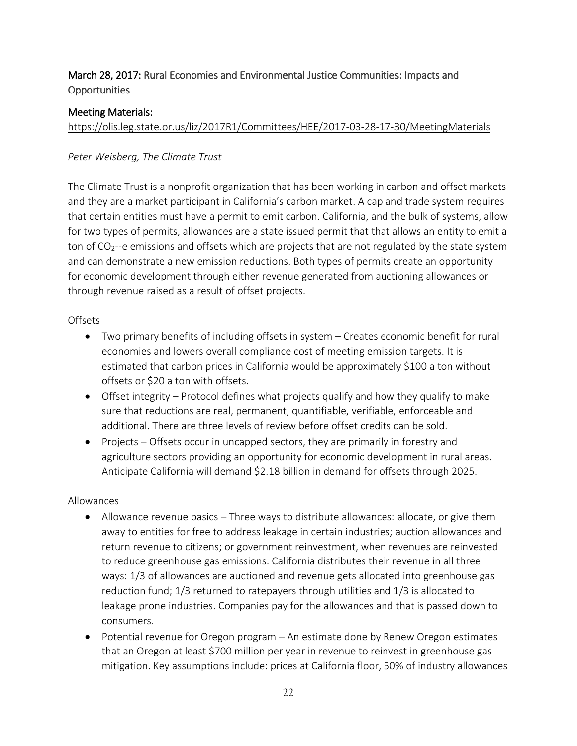**March 28, 2017:** Rural Economies and Environmental Justice Communities: Impacts and Opportunities

**Meeting Materials:**
https://olis.leg.state.or.us/liz/2017R1/Committees/HEE/2017-03-28-17-30/MeetingMaterials

*Peter Weisberg, The Climate Trust*

The Climate Trust is a nonprofit organization that has been working in carbon and offset markets and they are a market participant in California's carbon market. A cap and trade system requires that certain entities must have a permit to emit carbon. California, and the bulk of systems, allow for two types of permits, allowances are a state issued permit that that allows an entity to emit a ton of $CO_2$--e emissions and offsets which are projects that are not regulated by the state system and can demonstrate a new emission reductions. Both types of permits create an opportunity for economic development through either revenue generated from auctioning allowances or through revenue raised as a result of offset projects.

Offsets

- Two primary benefits of including offsets in system – Creates economic benefit for rural economies and lowers overall compliance cost of meeting emission targets. It is estimated that carbon prices in California would be approximately $100 a ton without offsets or $20 a ton with offsets.
- Offset integrity – Protocol defines what projects qualify and how they qualify to make sure that reductions are real, permanent, quantifiable, verifiable, enforceable and additional. There are three levels of review before offset credits can be sold.
- Projects – Offsets occur in uncapped sectors, they are primarily in forestry and agriculture sectors providing an opportunity for economic development in rural areas. Anticipate California will demand $2.18 billion in demand for offsets through 2025.

Allowances

- Allowance revenue basics – Three ways to distribute allowances: allocate, or give them away to entities for free to address leakage in certain industries; auction allowances and return revenue to citizens; or government reinvestment, when revenues are reinvested to reduce greenhouse gas emissions. California distributes their revenue in all three ways: 1/3 of allowances are auctioned and revenue gets allocated into greenhouse gas reduction fund; 1/3 returned to ratepayers through utilities and 1/3 is allocated to leakage prone industries. Companies pay for the allowances and that is passed down to consumers.
- Potential revenue for Oregon program – An estimate done by Renew Oregon estimates that an Oregon at least $700 million per year in revenue to reinvest in greenhouse gas mitigation. Key assumptions include: prices at California floor, 50% of industry allowances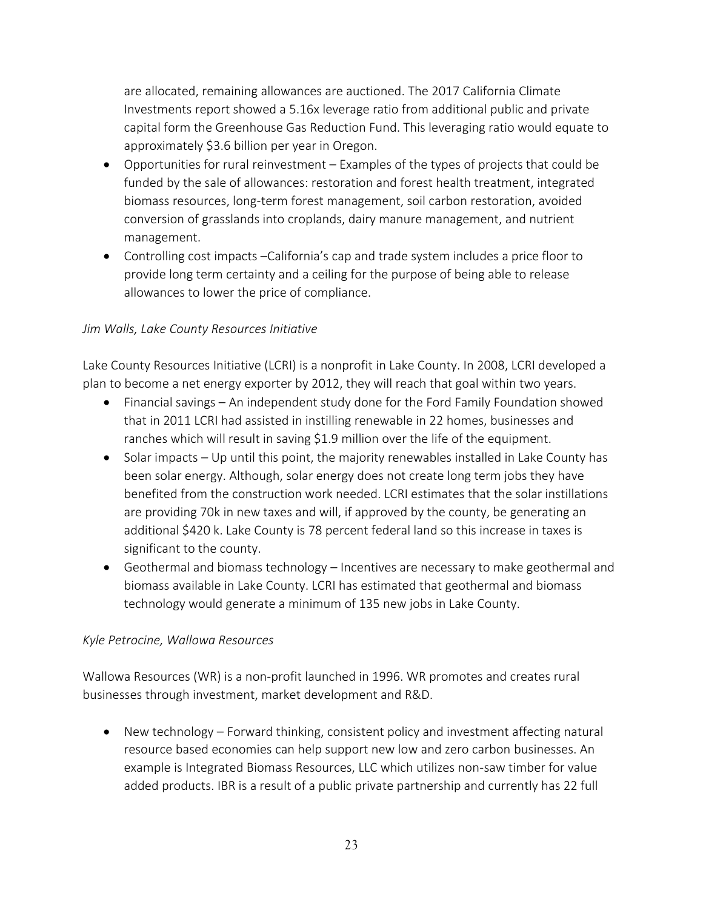are allocated, remaining allowances are auctioned. The 2017 California Climate Investments report showed a 5.16x leverage ratio from additional public and private capital form the Greenhouse Gas Reduction Fund. This leveraging ratio would equate to approximately $3.6 billion per year in Oregon.

- Opportunities for rural reinvestment – Examples of the types of projects that could be funded by the sale of allowances: restoration and forest health treatment, integrated biomass resources, long-term forest management, soil carbon restoration, avoided conversion of grasslands into croplands, dairy manure management, and nutrient management.
- Controlling cost impacts –California's cap and trade system includes a price floor to provide long term certainty and a ceiling for the purpose of being able to release allowances to lower the price of compliance.

*Jim Walls, Lake County Resources Initiative*

Lake County Resources Initiative (LCRI) is a nonprofit in Lake County. In 2008, LCRI developed a plan to become a net energy exporter by 2012, they will reach that goal within two years.

- Financial savings – An independent study done for the Ford Family Foundation showed that in 2011 LCRI had assisted in instilling renewable in 22 homes, businesses and ranches which will result in saving $1.9 million over the life of the equipment.
- Solar impacts – Up until this point, the majority renewables installed in Lake County has been solar energy. Although, solar energy does not create long term jobs they have benefited from the construction work needed. LCRI estimates that the solar instillations are providing 70k in new taxes and will, if approved by the county, be generating an additional $420 k. Lake County is 78 percent federal land so this increase in taxes is significant to the county.
- Geothermal and biomass technology – Incentives are necessary to make geothermal and biomass available in Lake County. LCRI has estimated that geothermal and biomass technology would generate a minimum of 135 new jobs in Lake County.

*Kyle Petrocine, Wallowa Resources*

Wallowa Resources (WR) is a non-profit launched in 1996. WR promotes and creates rural businesses through investment, market development and R&D.

- New technology – Forward thinking, consistent policy and investment affecting natural resource based economies can help support new low and zero carbon businesses. An example is Integrated Biomass Resources, LLC which utilizes non-saw timber for value added products. IBR is a result of a public private partnership and currently has 22 full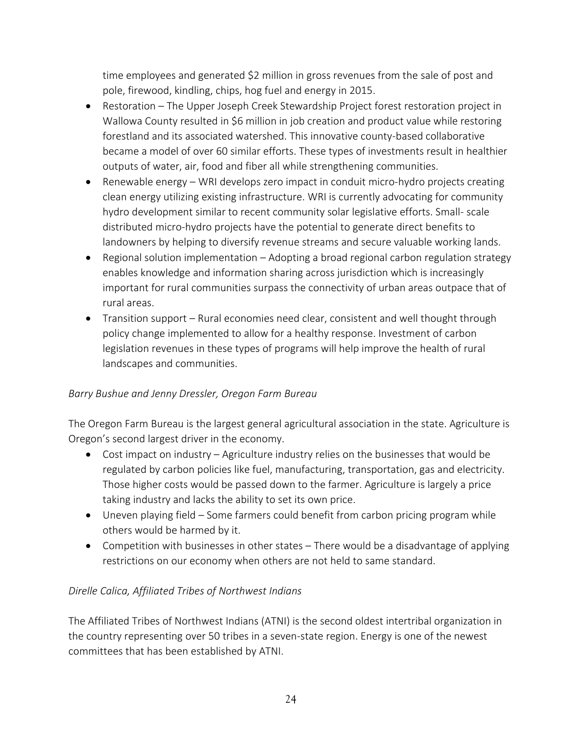time employees and generated $2 million in gross revenues from the sale of post and pole, firewood, kindling, chips, hog fuel and energy in 2015.

- Restoration – The Upper Joseph Creek Stewardship Project forest restoration project in Wallowa County resulted in $6 million in job creation and product value while restoring forestland and its associated watershed. This innovative county-based collaborative became a model of over 60 similar efforts. These types of investments result in healthier outputs of water, air, food and fiber all while strengthening communities.
- Renewable energy – WRI develops zero impact in conduit micro-hydro projects creating clean energy utilizing existing infrastructure. WRI is currently advocating for community hydro development similar to recent community solar legislative efforts. Small- scale distributed micro-hydro projects have the potential to generate direct benefits to landowners by helping to diversify revenue streams and secure valuable working lands.
- Regional solution implementation – Adopting a broad regional carbon regulation strategy enables knowledge and information sharing across jurisdiction which is increasingly important for rural communities surpass the connectivity of urban areas outpace that of rural areas.
- Transition support – Rural economies need clear, consistent and well thought through policy change implemented to allow for a healthy response. Investment of carbon legislation revenues in these types of programs will help improve the health of rural landscapes and communities.

*Barry Bushue and Jenny Dressler, Oregon Farm Bureau*

The Oregon Farm Bureau is the largest general agricultural association in the state. Agriculture is Oregon's second largest driver in the economy.

- Cost impact on industry – Agriculture industry relies on the businesses that would be regulated by carbon policies like fuel, manufacturing, transportation, gas and electricity. Those higher costs would be passed down to the farmer. Agriculture is largely a price taking industry and lacks the ability to set its own price.
- Uneven playing field – Some farmers could benefit from carbon pricing program while others would be harmed by it.
- Competition with businesses in other states – There would be a disadvantage of applying restrictions on our economy when others are not held to same standard.

*Direlle Calica, Affiliated Tribes of Northwest Indians*

The Affiliated Tribes of Northwest Indians (ATNI) is the second oldest intertribal organization in the country representing over 50 tribes in a seven-state region. Energy is one of the newest committees that has been established by ATNI.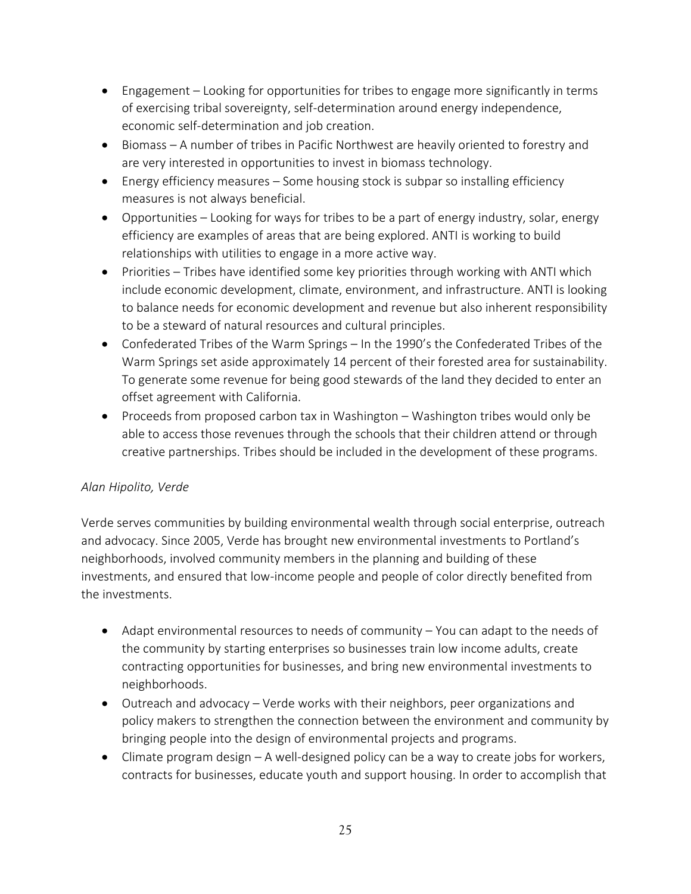- Engagement – Looking for opportunities for tribes to engage more significantly in terms of exercising tribal sovereignty, self-determination around energy independence, economic self-determination and job creation.
- Biomass – A number of tribes in Pacific Northwest are heavily oriented to forestry and are very interested in opportunities to invest in biomass technology.
- Energy efficiency measures – Some housing stock is subpar so installing efficiency measures is not always beneficial.
- Opportunities – Looking for ways for tribes to be a part of energy industry, solar, energy efficiency are examples of areas that are being explored. ANTI is working to build relationships with utilities to engage in a more active way.
- Priorities – Tribes have identified some key priorities through working with ANTI which include economic development, climate, environment, and infrastructure. ANTI is looking to balance needs for economic development and revenue but also inherent responsibility to be a steward of natural resources and cultural principles.
- Confederated Tribes of the Warm Springs – In the 1990's the Confederated Tribes of the Warm Springs set aside approximately 14 percent of their forested area for sustainability. To generate some revenue for being good stewards of the land they decided to enter an offset agreement with California.
- Proceeds from proposed carbon tax in Washington – Washington tribes would only be able to access those revenues through the schools that their children attend or through creative partnerships. Tribes should be included in the development of these programs.

*Alan Hipolito, Verde*

Verde serves communities by building environmental wealth through social enterprise, outreach and advocacy. Since 2005, Verde has brought new environmental investments to Portland's neighborhoods, involved community members in the planning and building of these investments, and ensured that low-income people and people of color directly benefited from the investments.

- Adapt environmental resources to needs of community – You can adapt to the needs of the community by starting enterprises so businesses train low income adults, create contracting opportunities for businesses, and bring new environmental investments to neighborhoods.
- Outreach and advocacy – Verde works with their neighbors, peer organizations and policy makers to strengthen the connection between the environment and community by bringing people into the design of environmental projects and programs.
- Climate program design – A well-designed policy can be a way to create jobs for workers, contracts for businesses, educate youth and support housing. In order to accomplish that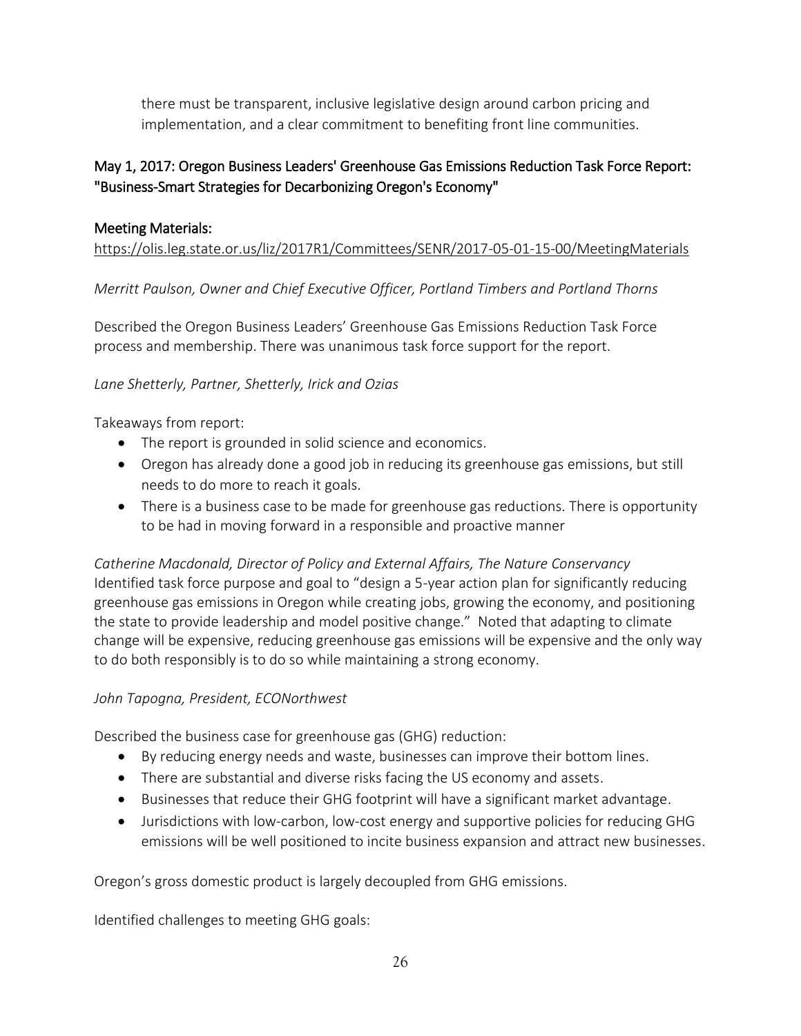there must be transparent, inclusive legislative design around carbon pricing and implementation, and a clear commitment to benefiting front line communities.

## May 1, 2017: Oregon Business Leaders' Greenhouse Gas Emissions Reduction Task Force Report: "Business-Smart Strategies for Decarbonizing Oregon's Economy"

### Meeting Materials:

https://olis.leg.state.or.us/liz/2017R1/Committees/SENR/2017-05-01-15-00/MeetingMaterials

*Merritt Paulson, Owner and Chief Executive Officer, Portland Timbers and Portland Thorns*

Described the Oregon Business Leaders' Greenhouse Gas Emissions Reduction Task Force process and membership. There was unanimous task force support for the report.

*Lane Shetterly, Partner, Shetterly, Irick and Ozias*

Takeaways from report:

- The report is grounded in solid science and economics.
- Oregon has already done a good job in reducing its greenhouse gas emissions, but still needs to do more to reach it goals.
- There is a business case to be made for greenhouse gas reductions. There is opportunity to be had in moving forward in a responsible and proactive manner

*Catherine Macdonald, Director of Policy and External Affairs, The Nature Conservancy*
Identified task force purpose and goal to "design a 5-year action plan for significantly reducing greenhouse gas emissions in Oregon while creating jobs, growing the economy, and positioning the state to provide leadership and model positive change." Noted that adapting to climate change will be expensive, reducing greenhouse gas emissions will be expensive and the only way to do both responsibly is to do so while maintaining a strong economy.

*John Tapogna, President, ECONorthwest*

Described the business case for greenhouse gas (GHG) reduction:

- By reducing energy needs and waste, businesses can improve their bottom lines.
- There are substantial and diverse risks facing the US economy and assets.
- Businesses that reduce their GHG footprint will have a significant market advantage.
- Jurisdictions with low-carbon, low-cost energy and supportive policies for reducing GHG emissions will be well positioned to incite business expansion and attract new businesses.

Oregon's gross domestic product is largely decoupled from GHG emissions.

Identified challenges to meeting GHG goals: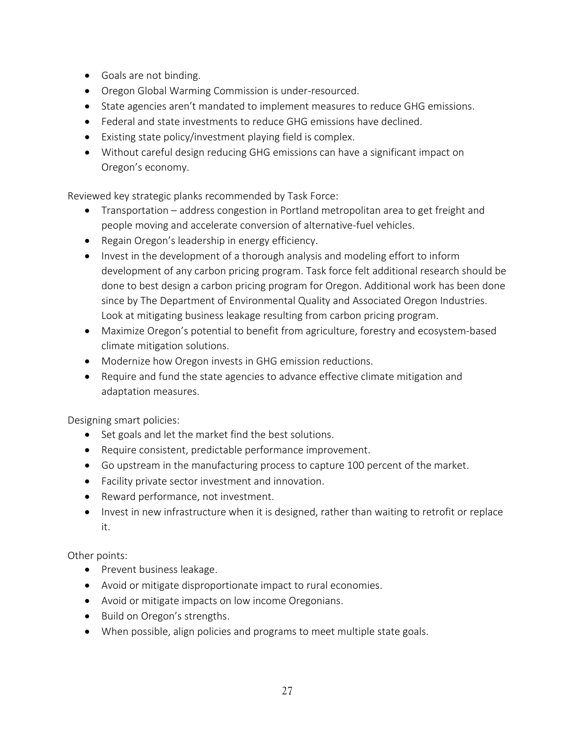- Goals are not binding.
- Oregon Global Warming Commission is under-resourced.
- State agencies aren't mandated to implement measures to reduce GHG emissions.
- Federal and state investments to reduce GHG emissions have declined.
- Existing state policy/investment playing field is complex.
- Without careful design reducing GHG emissions can have a significant impact on Oregon's economy.

Reviewed key strategic planks recommended by Task Force:

- Transportation – address congestion in Portland metropolitan area to get freight and people moving and accelerate conversion of alternative-fuel vehicles.
- Regain Oregon's leadership in energy efficiency.
- Invest in the development of a thorough analysis and modeling effort to inform development of any carbon pricing program. Task force felt additional research should be done to best design a carbon pricing program for Oregon. Additional work has been done since by The Department of Environmental Quality and Associated Oregon Industries. Look at mitigating business leakage resulting from carbon pricing program.
- Maximize Oregon's potential to benefit from agriculture, forestry and ecosystem-based climate mitigation solutions.
- Modernize how Oregon invests in GHG emission reductions.
- Require and fund the state agencies to advance effective climate mitigation and adaptation measures.

Designing smart policies:

- Set goals and let the market find the best solutions.
- Require consistent, predictable performance improvement.
- Go upstream in the manufacturing process to capture 100 percent of the market.
- Facility private sector investment and innovation.
- Reward performance, not investment.
- Invest in new infrastructure when it is designed, rather than waiting to retrofit or replace it.

Other points:

- Prevent business leakage.
- Avoid or mitigate disproportionate impact to rural economies.
- Avoid or mitigate impacts on low income Oregonians.
- Build on Oregon's strengths.
- When possible, align policies and programs to meet multiple state goals.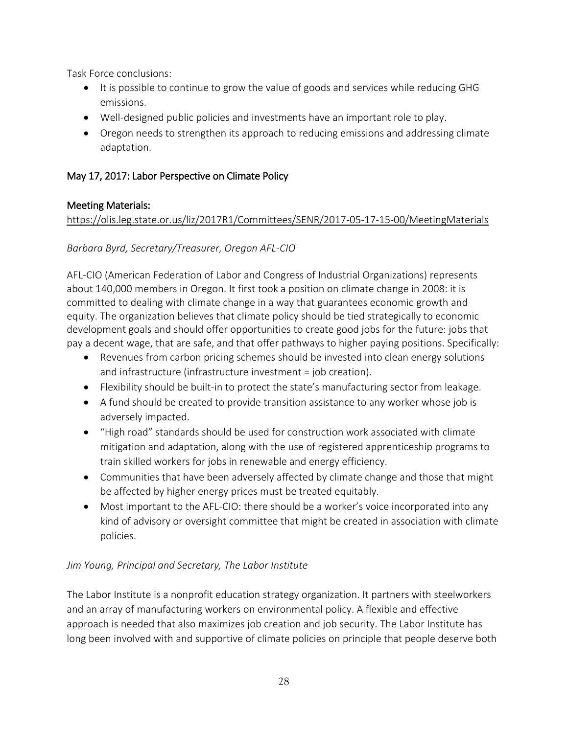Task Force conclusions:

- It is possible to continue to grow the value of goods and services while reducing GHG emissions.
- Well-designed public policies and investments have an important role to play.
- Oregon needs to strengthen its approach to reducing emissions and addressing climate adaptation.

## May 17, 2017: Labor Perspective on Climate Policy

### Meeting Materials:

https://olis.leg.state.or.us/liz/2017R1/Committees/SENR/2017-05-17-15-00/MeetingMaterials

*Barbara Byrd, Secretary/Treasurer, Oregon AFL-CIO*

AFL-CIO (American Federation of Labor and Congress of Industrial Organizations) represents about 140,000 members in Oregon. It first took a position on climate change in 2008: it is committed to dealing with climate change in a way that guarantees economic growth and equity. The organization believes that climate policy should be tied strategically to economic development goals and should offer opportunities to create good jobs for the future: jobs that pay a decent wage, that are safe, and that offer pathways to higher paying positions. Specifically:

- Revenues from carbon pricing schemes should be invested into clean energy solutions and infrastructure (infrastructure investment = job creation).
- Flexibility should be built-in to protect the state's manufacturing sector from leakage.
- A fund should be created to provide transition assistance to any worker whose job is adversely impacted.
- "High road" standards should be used for construction work associated with climate mitigation and adaptation, along with the use of registered apprenticeship programs to train skilled workers for jobs in renewable and energy efficiency.
- Communities that have been adversely affected by climate change and those that might be affected by higher energy prices must be treated equitably.
- Most important to the AFL-CIO: there should be a worker's voice incorporated into any kind of advisory or oversight committee that might be created in association with climate policies.

*Jim Young, Principal and Secretary, The Labor Institute*

The Labor Institute is a nonprofit education strategy organization. It partners with steelworkers and an array of manufacturing workers on environmental policy. A flexible and effective approach is needed that also maximizes job creation and job security. The Labor Institute has long been involved with and supportive of climate policies on principle that people deserve both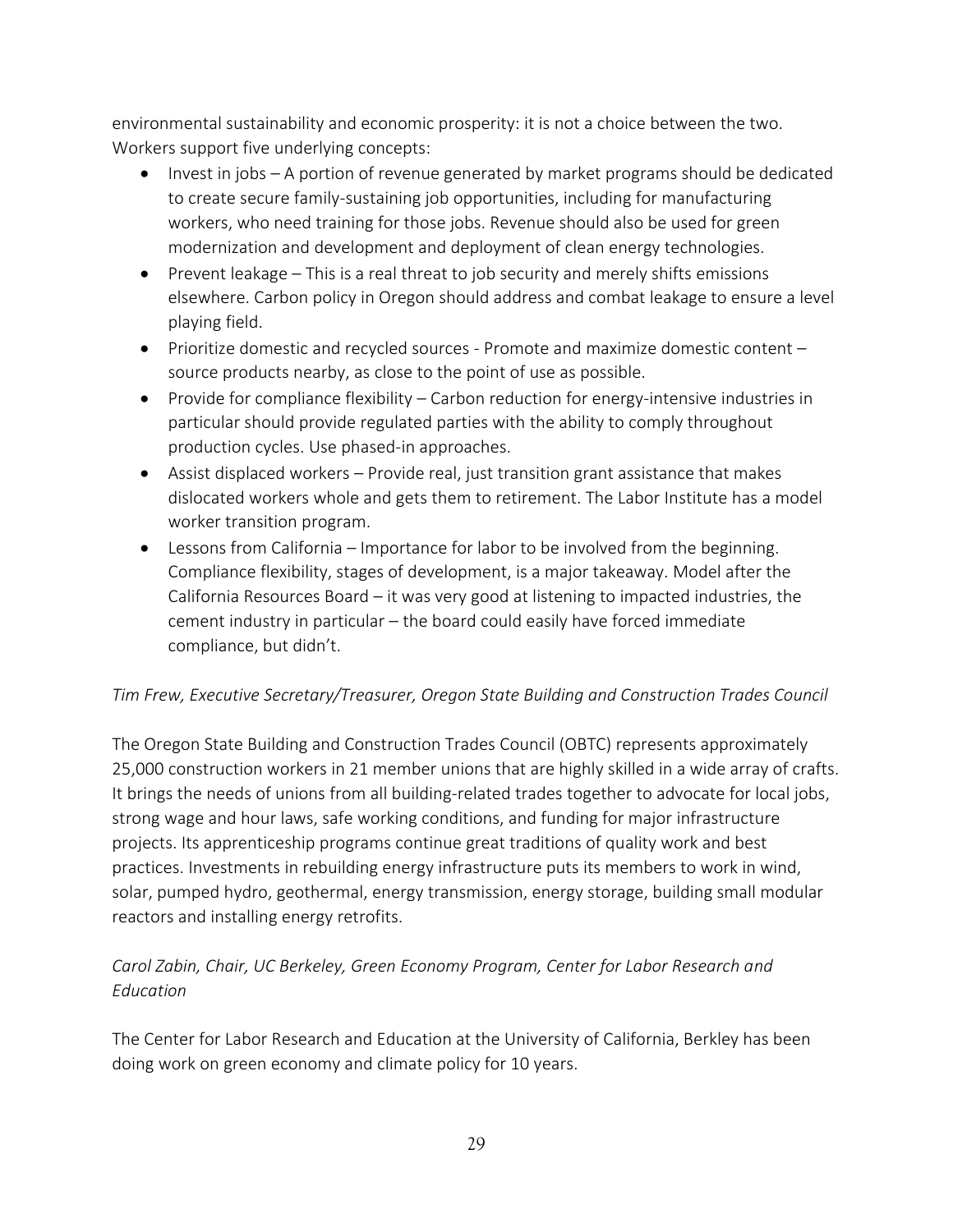environmental sustainability and economic prosperity: it is not a choice between the two. Workers support five underlying concepts:

- Invest in jobs – A portion of revenue generated by market programs should be dedicated to create secure family-sustaining job opportunities, including for manufacturing workers, who need training for those jobs. Revenue should also be used for green modernization and development and deployment of clean energy technologies.
- Prevent leakage – This is a real threat to job security and merely shifts emissions elsewhere. Carbon policy in Oregon should address and combat leakage to ensure a level playing field.
- Prioritize domestic and recycled sources - Promote and maximize domestic content – source products nearby, as close to the point of use as possible.
- Provide for compliance flexibility – Carbon reduction for energy-intensive industries in particular should provide regulated parties with the ability to comply throughout production cycles. Use phased-in approaches.
- Assist displaced workers – Provide real, just transition grant assistance that makes dislocated workers whole and gets them to retirement. The Labor Institute has a model worker transition program.
- Lessons from California – Importance for labor to be involved from the beginning. Compliance flexibility, stages of development, is a major takeaway. Model after the California Resources Board – it was very good at listening to impacted industries, the cement industry in particular – the board could easily have forced immediate compliance, but didn't.

*Tim Frew, Executive Secretary/Treasurer, Oregon State Building and Construction Trades Council*

The Oregon State Building and Construction Trades Council (OBTC) represents approximately 25,000 construction workers in 21 member unions that are highly skilled in a wide array of crafts. It brings the needs of unions from all building-related trades together to advocate for local jobs, strong wage and hour laws, safe working conditions, and funding for major infrastructure projects. Its apprenticeship programs continue great traditions of quality work and best practices. Investments in rebuilding energy infrastructure puts its members to work in wind, solar, pumped hydro, geothermal, energy transmission, energy storage, building small modular reactors and installing energy retrofits.

*Carol Zabin, Chair, UC Berkeley, Green Economy Program, Center for Labor Research and Education*

The Center for Labor Research and Education at the University of California, Berkley has been doing work on green economy and climate policy for 10 years.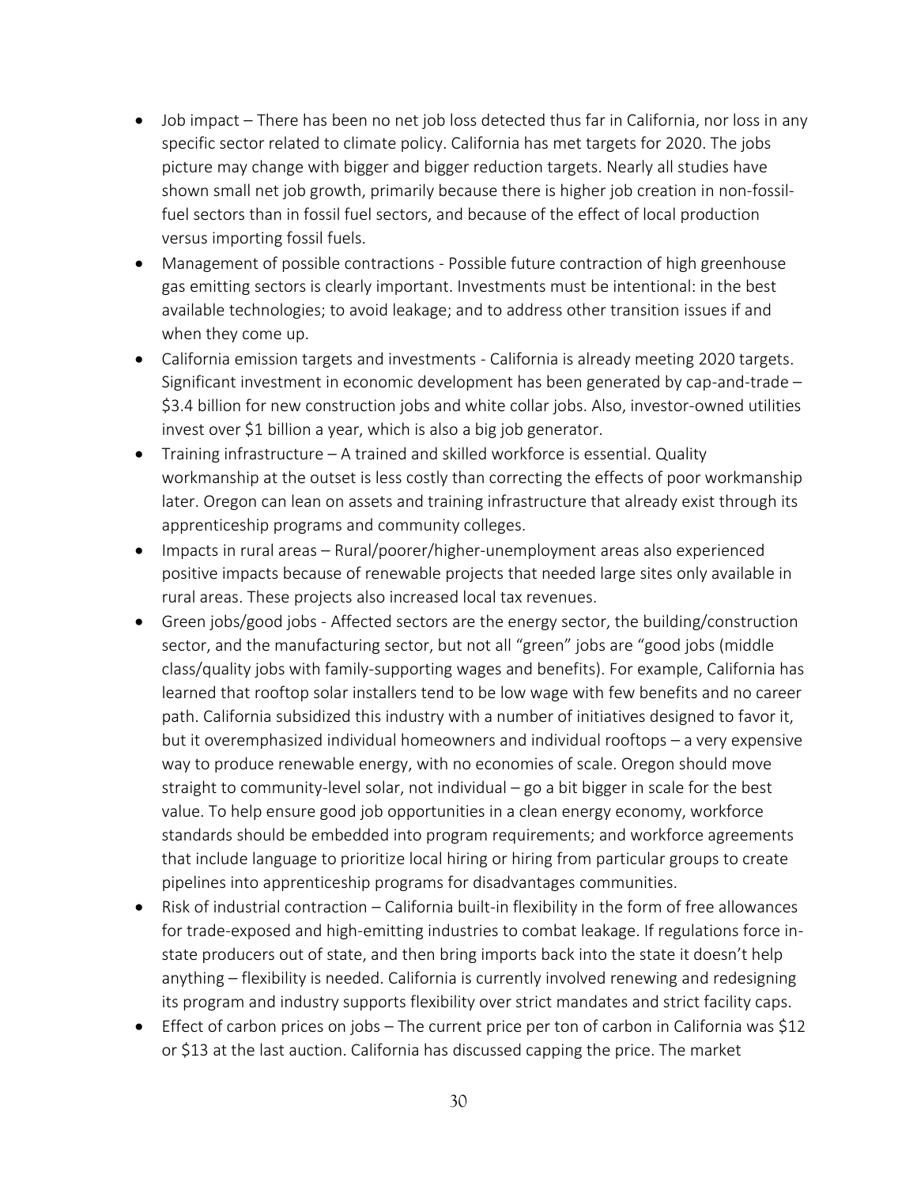- Job impact – There has been no net job loss detected thus far in California, nor loss in any specific sector related to climate policy. California has met targets for 2020. The jobs picture may change with bigger and bigger reduction targets. Nearly all studies have shown small net job growth, primarily because there is higher job creation in non-fossil-fuel sectors than in fossil fuel sectors, and because of the effect of local production versus importing fossil fuels.
- Management of possible contractions - Possible future contraction of high greenhouse gas emitting sectors is clearly important. Investments must be intentional: in the best available technologies; to avoid leakage; and to address other transition issues if and when they come up.
- California emission targets and investments - California is already meeting 2020 targets. Significant investment in economic development has been generated by cap-and-trade – $3.4 billion for new construction jobs and white collar jobs. Also, investor-owned utilities invest over $1 billion a year, which is also a big job generator.
- Training infrastructure – A trained and skilled workforce is essential. Quality workmanship at the outset is less costly than correcting the effects of poor workmanship later. Oregon can lean on assets and training infrastructure that already exist through its apprenticeship programs and community colleges.
- Impacts in rural areas – Rural/poorer/higher-unemployment areas also experienced positive impacts because of renewable projects that needed large sites only available in rural areas. These projects also increased local tax revenues.
- Green jobs/good jobs - Affected sectors are the energy sector, the building/construction sector, and the manufacturing sector, but not all "green" jobs are "good jobs (middle class/quality jobs with family-supporting wages and benefits). For example, California has learned that rooftop solar installers tend to be low wage with few benefits and no career path. California subsidized this industry with a number of initiatives designed to favor it, but it overemphasized individual homeowners and individual rooftops – a very expensive way to produce renewable energy, with no economies of scale. Oregon should move straight to community-level solar, not individual – go a bit bigger in scale for the best value. To help ensure good job opportunities in a clean energy economy, workforce standards should be embedded into program requirements; and workforce agreements that include language to prioritize local hiring or hiring from particular groups to create pipelines into apprenticeship programs for disadvantages communities.
- Risk of industrial contraction – California built-in flexibility in the form of free allowances for trade-exposed and high-emitting industries to combat leakage. If regulations force in-state producers out of state, and then bring imports back into the state it doesn't help anything – flexibility is needed. California is currently involved renewing and redesigning its program and industry supports flexibility over strict mandates and strict facility caps.
- Effect of carbon prices on jobs – The current price per ton of carbon in California was $12 or $13 at the last auction. California has discussed capping the price. The market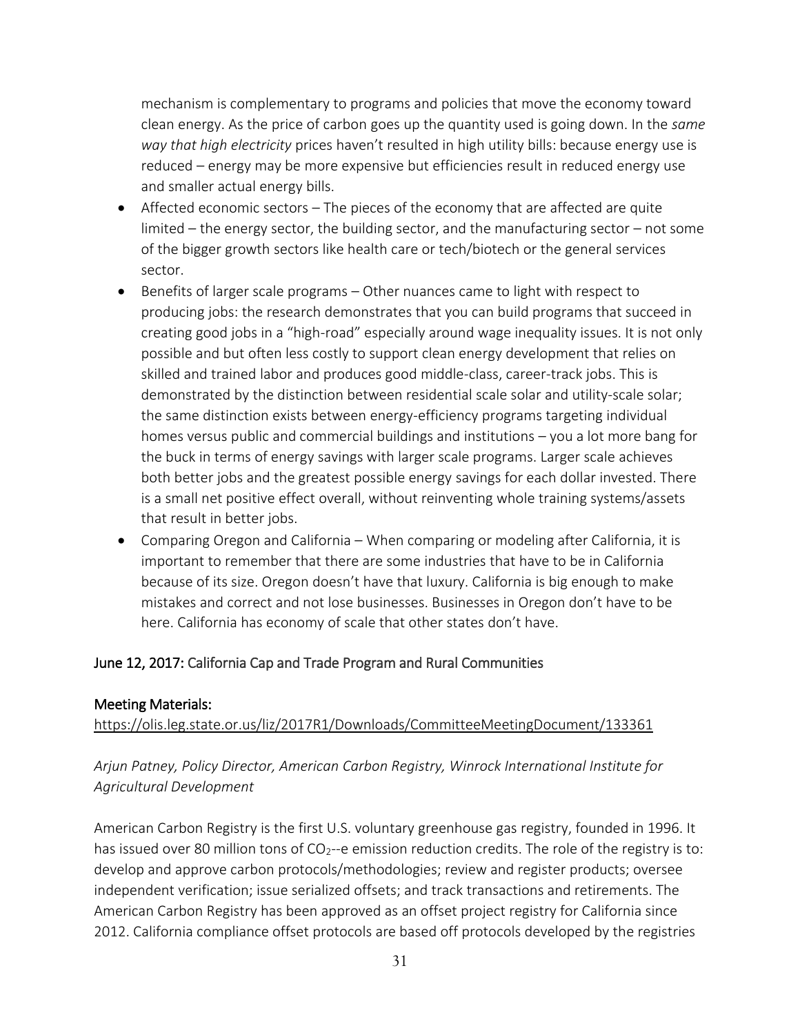mechanism is complementary to programs and policies that move the economy toward clean energy. As the price of carbon goes up the quantity used is going down. In the *same way that high electricity* prices haven't resulted in high utility bills: because energy use is reduced – energy may be more expensive but efficiencies result in reduced energy use and smaller actual energy bills.

- Affected economic sectors – The pieces of the economy that are affected are quite limited – the energy sector, the building sector, and the manufacturing sector – not some of the bigger growth sectors like health care or tech/biotech or the general services sector.
- Benefits of larger scale programs – Other nuances came to light with respect to producing jobs: the research demonstrates that you can build programs that succeed in creating good jobs in a "high-road" especially around wage inequality issues. It is not only possible and but often less costly to support clean energy development that relies on skilled and trained labor and produces good middle-class, career-track jobs. This is demonstrated by the distinction between residential scale solar and utility-scale solar; the same distinction exists between energy-efficiency programs targeting individual homes versus public and commercial buildings and institutions – you a lot more bang for the buck in terms of energy savings with larger scale programs. Larger scale achieves both better jobs and the greatest possible energy savings for each dollar invested. There is a small net positive effect overall, without reinventing whole training systems/assets that result in better jobs.
- Comparing Oregon and California – When comparing or modeling after California, it is important to remember that there are some industries that have to be in California because of its size. Oregon doesn't have that luxury. California is big enough to make mistakes and correct and not lose businesses. Businesses in Oregon don't have to be here. California has economy of scale that other states don't have.

## June 12, 2017: California Cap and Trade Program and Rural Communities

### Meeting Materials:

https://olis.leg.state.or.us/liz/2017R1/Downloads/CommitteeMeetingDocument/133361

*Arjun Patney, Policy Director, American Carbon Registry, Winrock International Institute for Agricultural Development*

American Carbon Registry is the first U.S. voluntary greenhouse gas registry, founded in 1996. It has issued over 80 million tons of $CO_2$--e emission reduction credits. The role of the registry is to: develop and approve carbon protocols/methodologies; review and register products; oversee independent verification; issue serialized offsets; and track transactions and retirements. The American Carbon Registry has been approved as an offset project registry for California since 2012. California compliance offset protocols are based off protocols developed by the registries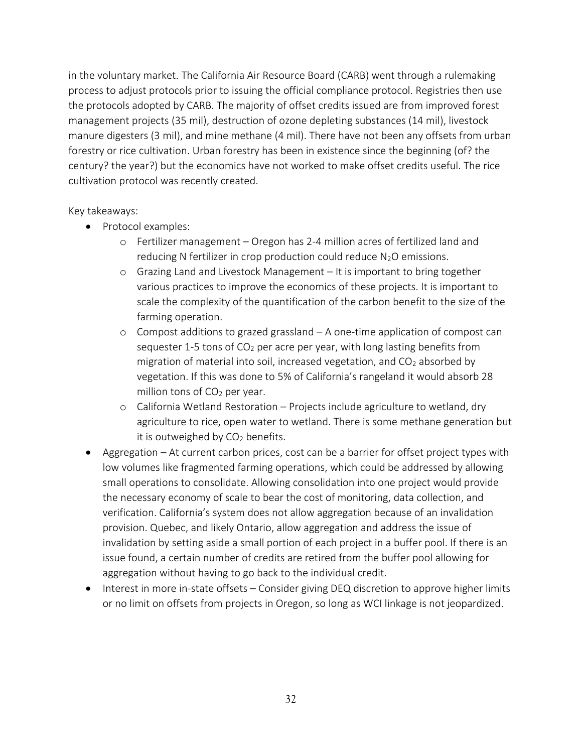in the voluntary market. The California Air Resource Board (CARB) went through a rulemaking process to adjust protocols prior to issuing the official compliance protocol. Registries then use the protocols adopted by CARB. The majority of offset credits issued are from improved forest management projects (35 mil), destruction of ozone depleting substances (14 mil), livestock manure digesters (3 mil), and mine methane (4 mil). There have not been any offsets from urban forestry or rice cultivation. Urban forestry has been in existence since the beginning (of? the century? the year?) but the economics have not worked to make offset credits useful. The rice cultivation protocol was recently created.

Key takeaways:

- Protocol examples:
  - Fertilizer management – Oregon has 2-4 million acres of fertilized land and reducing N fertilizer in crop production could reduce $N_2O$ emissions.
  - Grazing Land and Livestock Management – It is important to bring together various practices to improve the economics of these projects. It is important to scale the complexity of the quantification of the carbon benefit to the size of the farming operation.
  - Compost additions to grazed grassland – A one-time application of compost can sequester 1-5 tons of $CO_2$ per acre per year, with long lasting benefits from migration of material into soil, increased vegetation, and $CO_2$ absorbed by vegetation. If this was done to 5% of California's rangeland it would absorb 28 million tons of $CO_2$ per year.
  - California Wetland Restoration – Projects include agriculture to wetland, dry agriculture to rice, open water to wetland. There is some methane generation but it is outweighed by $CO_2$ benefits.
- Aggregation – At current carbon prices, cost can be a barrier for offset project types with low volumes like fragmented farming operations, which could be addressed by allowing small operations to consolidate. Allowing consolidation into one project would provide the necessary economy of scale to bear the cost of monitoring, data collection, and verification. California's system does not allow aggregation because of an invalidation provision. Quebec, and likely Ontario, allow aggregation and address the issue of invalidation by setting aside a small portion of each project in a buffer pool. If there is an issue found, a certain number of credits are retired from the buffer pool allowing for aggregation without having to go back to the individual credit.
- Interest in more in-state offsets – Consider giving DEQ discretion to approve higher limits or no limit on offsets from projects in Oregon, so long as WCI linkage is not jeopardized.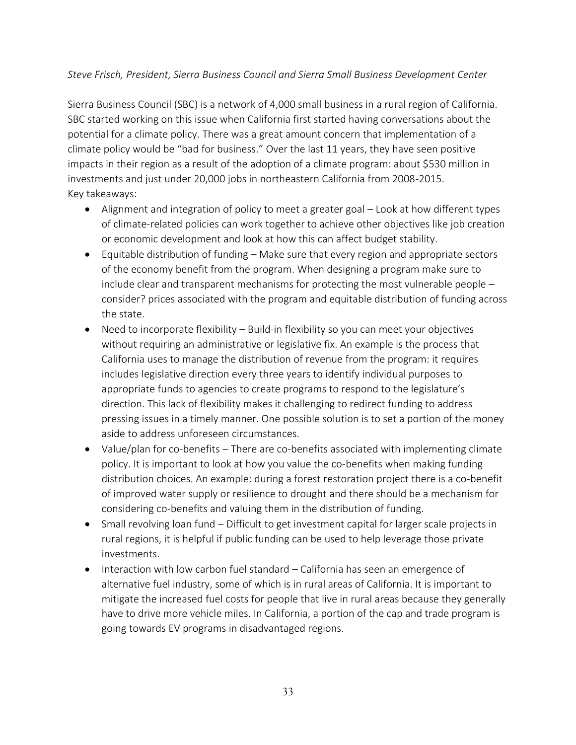*Steve Frisch, President, Sierra Business Council and Sierra Small Business Development Center*

Sierra Business Council (SBC) is a network of 4,000 small business in a rural region of California. SBC started working on this issue when California first started having conversations about the potential for a climate policy. There was a great amount concern that implementation of a climate policy would be "bad for business." Over the last 11 years, they have seen positive impacts in their region as a result of the adoption of a climate program: about $530 million in investments and just under 20,000 jobs in northeastern California from 2008-2015.

Key takeaways:

- Alignment and integration of policy to meet a greater goal – Look at how different types of climate-related policies can work together to achieve other objectives like job creation or economic development and look at how this can affect budget stability.
- Equitable distribution of funding – Make sure that every region and appropriate sectors of the economy benefit from the program. When designing a program make sure to include clear and transparent mechanisms for protecting the most vulnerable people – consider? prices associated with the program and equitable distribution of funding across the state.
- Need to incorporate flexibility – Build-in flexibility so you can meet your objectives without requiring an administrative or legislative fix. An example is the process that California uses to manage the distribution of revenue from the program: it requires includes legislative direction every three years to identify individual purposes to appropriate funds to agencies to create programs to respond to the legislature's direction. This lack of flexibility makes it challenging to redirect funding to address pressing issues in a timely manner. One possible solution is to set a portion of the money aside to address unforeseen circumstances.
- Value/plan for co-benefits – There are co-benefits associated with implementing climate policy. It is important to look at how you value the co-benefits when making funding distribution choices. An example: during a forest restoration project there is a co-benefit of improved water supply or resilience to drought and there should be a mechanism for considering co-benefits and valuing them in the distribution of funding.
- Small revolving loan fund – Difficult to get investment capital for larger scale projects in rural regions, it is helpful if public funding can be used to help leverage those private investments.
- Interaction with low carbon fuel standard – California has seen an emergence of alternative fuel industry, some of which is in rural areas of California. It is important to mitigate the increased fuel costs for people that live in rural areas because they generally have to drive more vehicle miles. In California, a portion of the cap and trade program is going towards EV programs in disadvantaged regions.